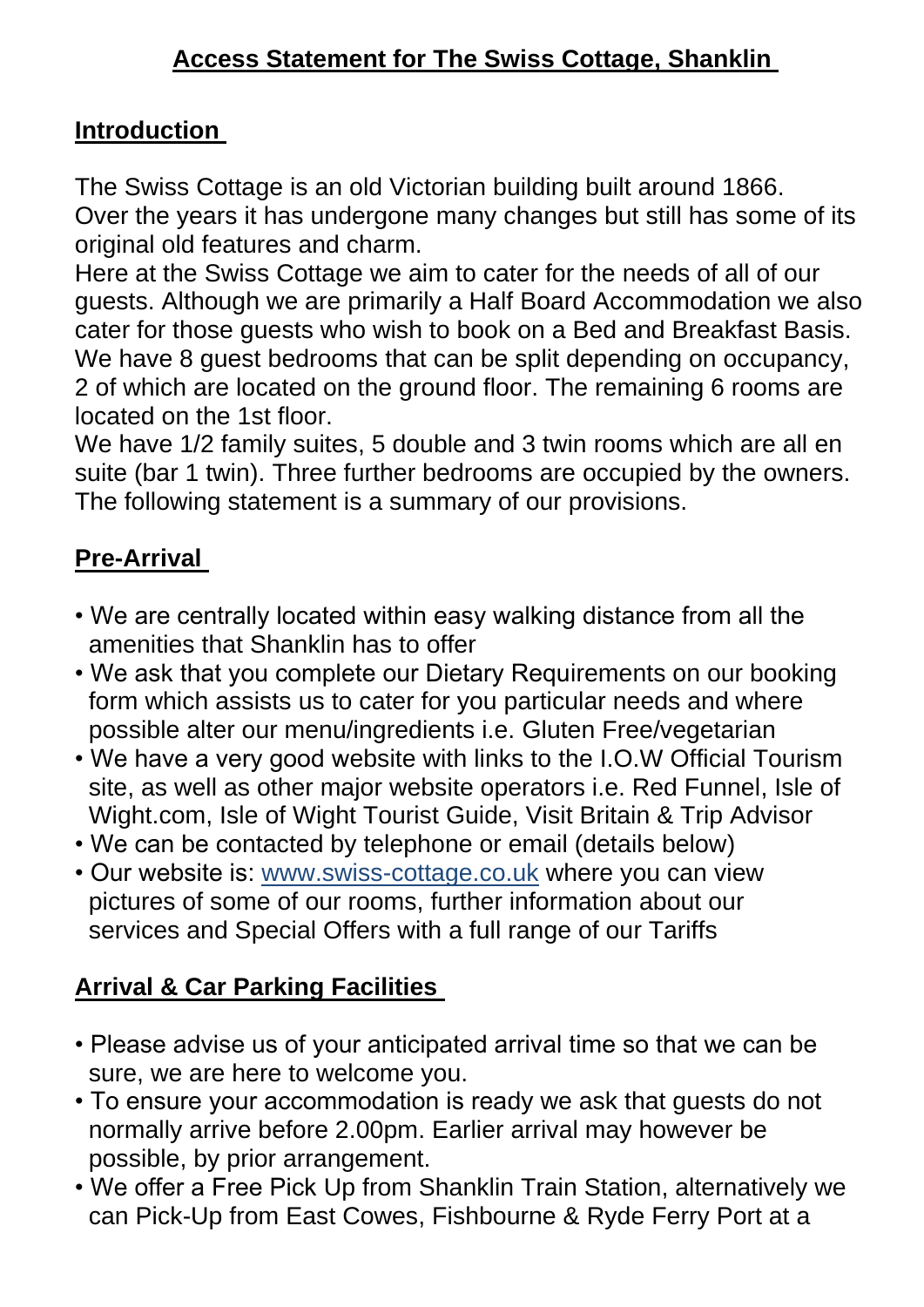# Access Statement for The Swiss Cottage, Shanklin

## Introduction

The Swiss Cottage is an old Victorian building built around 1866. Over the years it has undergone many changes but still has some of its original old features and charm.
Here at the Swiss Cottage we aim to cater for the needs of all of our guests. Although we are primarily a Half Board Accommodation we also cater for those guests who wish to book on a Bed and Breakfast Basis.
We have 8 guest bedrooms that can be split depending on occupancy, 2 of which are located on the ground floor. The remaining 6 rooms are located on the 1st floor.
We have 1/2 family suites, 5 double and 3 twin rooms which are all en suite (bar 1 twin). Three further bedrooms are occupied by the owners.
The following statement is a summary of our provisions.

## Pre-Arrival

- We are centrally located within easy walking distance from all the amenities that Shanklin has to offer
- We ask that you complete our Dietary Requirements on our booking form which assists us to cater for you particular needs and where possible alter our menu/ingredients i.e. Gluten Free/vegetarian
- We have a very good website with links to the I.O.W Official Tourism site, as well as other major website operators i.e. Red Funnel, Isle of Wight.com, Isle of Wight Tourist Guide, Visit Britain & Trip Advisor
- We can be contacted by telephone or email (details below)
- Our website is: [www.swiss-cottage.co.uk](http://www.swiss-cottage.co.uk) where you can view pictures of some of our rooms, further information about our services and Special Offers with a full range of our Tariffs

## Arrival & Car Parking Facilities

- Please advise us of your anticipated arrival time so that we can be sure, we are here to welcome you.
- To ensure your accommodation is ready we ask that guests do not normally arrive before 2.00pm. Earlier arrival may however be possible, by prior arrangement.
- We offer a Free Pick Up from Shanklin Train Station, alternatively we can Pick-Up from East Cowes, Fishbourne & Ryde Ferry Port at a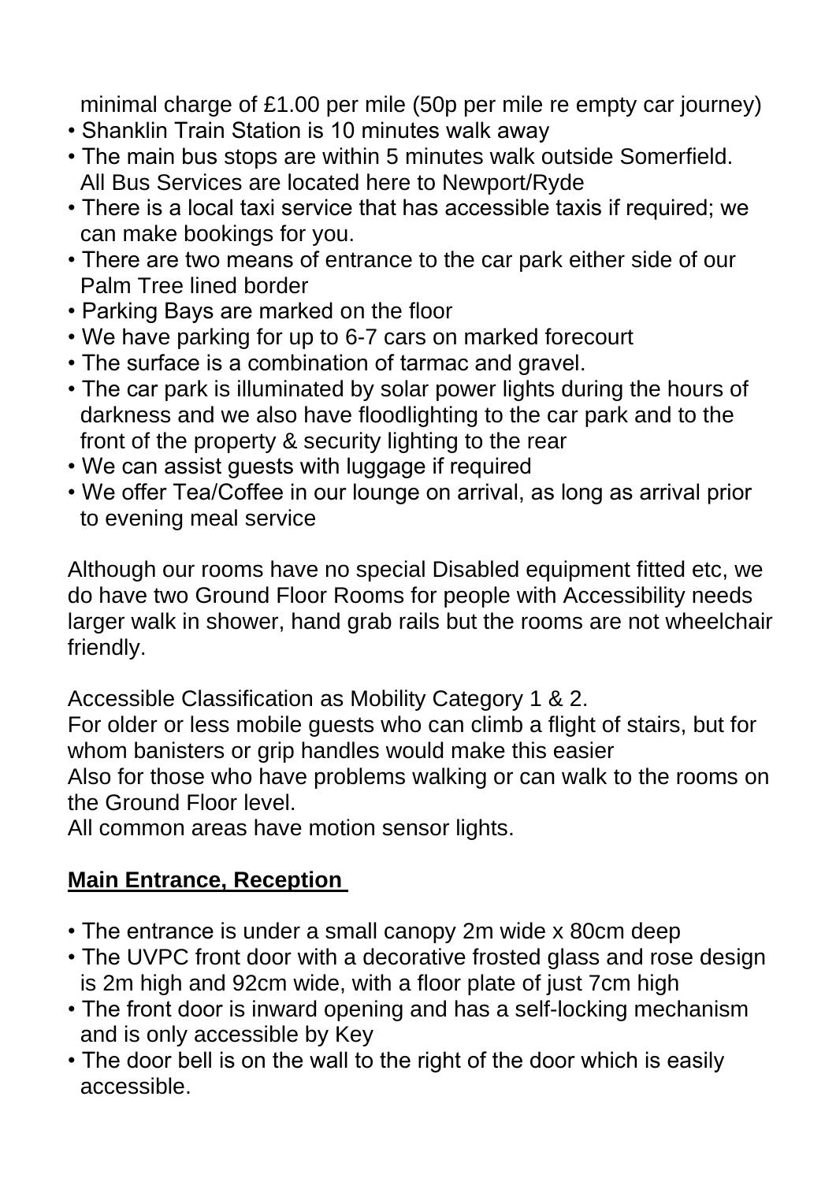minimal charge of £1.00 per mile (50p per mile re empty car journey)

- Shanklin Train Station is 10 minutes walk away
- The main bus stops are within 5 minutes walk outside Somerfield. All Bus Services are located here to Newport/Ryde
- There is a local taxi service that has accessible taxis if required; we can make bookings for you.
- There are two means of entrance to the car park either side of our Palm Tree lined border
- Parking Bays are marked on the floor
- We have parking for up to 6-7 cars on marked forecourt
- The surface is a combination of tarmac and gravel.
- The car park is illuminated by solar power lights during the hours of darkness and we also have floodlighting to the car park and to the front of the property & security lighting to the rear
- We can assist guests with luggage if required
- We offer Tea/Coffee in our lounge on arrival, as long as arrival prior to evening meal service

Although our rooms have no special Disabled equipment fitted etc, we do have two Ground Floor Rooms for people with Accessibility needs larger walk in shower, hand grab rails but the rooms are not wheelchair friendly.

Accessible Classification as Mobility Category 1 & 2.
For older or less mobile guests who can climb a flight of stairs, but for whom banisters or grip handles would make this easier
Also for those who have problems walking or can walk to the rooms on the Ground Floor level.
All common areas have motion sensor lights.

## **Main Entrance, Reception**

- The entrance is under a small canopy 2m wide x 80cm deep
- The UVPC front door with a decorative frosted glass and rose design is 2m high and 92cm wide, with a floor plate of just 7cm high
- The front door is inward opening and has a self-locking mechanism and is only accessible by Key
- The door bell is on the wall to the right of the door which is easily accessible.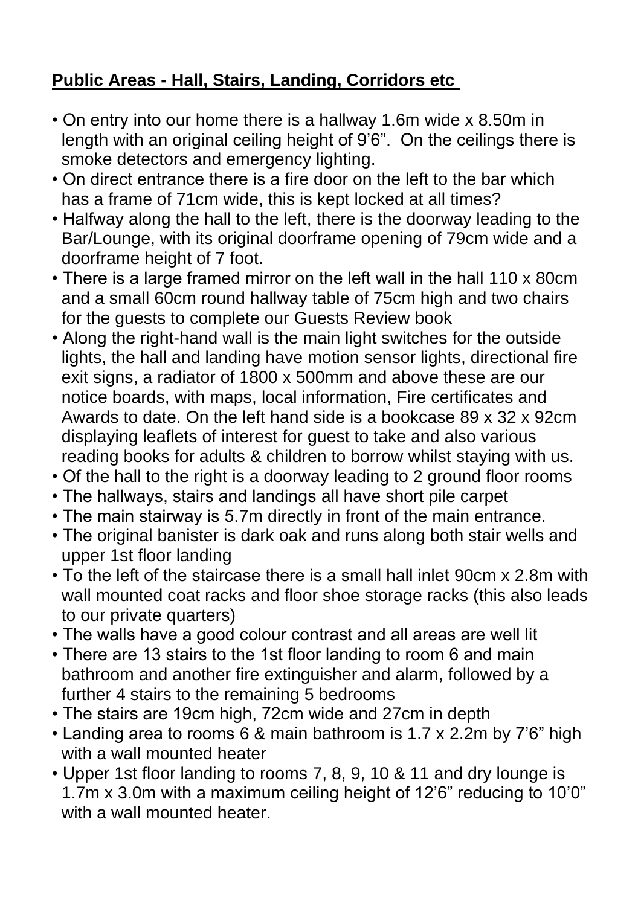## Public Areas - Hall, Stairs, Landing, Corridors etc

- On entry into our home there is a hallway 1.6m wide x 8.50m in length with an original ceiling height of 9'6". On the ceilings there is smoke detectors and emergency lighting.
- On direct entrance there is a fire door on the left to the bar which has a frame of 71cm wide, this is kept locked at all times?
- Halfway along the hall to the left, there is the doorway leading to the Bar/Lounge, with its original doorframe opening of 79cm wide and a doorframe height of 7 foot.
- There is a large framed mirror on the left wall in the hall 110 x 80cm and a small 60cm round hallway table of 75cm high and two chairs for the guests to complete our Guests Review book
- Along the right-hand wall is the main light switches for the outside lights, the hall and landing have motion sensor lights, directional fire exit signs, a radiator of 1800 x 500mm and above these are our notice boards, with maps, local information, Fire certificates and Awards to date. On the left hand side is a bookcase 89 x 32 x 92cm displaying leaflets of interest for guest to take and also various reading books for adults & children to borrow whilst staying with us.
- Of the hall to the right is a doorway leading to 2 ground floor rooms
- The hallways, stairs and landings all have short pile carpet
- The main stairway is 5.7m directly in front of the main entrance.
- The original banister is dark oak and runs along both stair wells and upper 1st floor landing
- To the left of the staircase there is a small hall inlet 90cm x 2.8m with wall mounted coat racks and floor shoe storage racks (this also leads to our private quarters)
- The walls have a good colour contrast and all areas are well lit
- There are 13 stairs to the 1st floor landing to room 6 and main bathroom and another fire extinguisher and alarm, followed by a further 4 stairs to the remaining 5 bedrooms
- The stairs are 19cm high, 72cm wide and 27cm in depth
- Landing area to rooms 6 & main bathroom is 1.7 x 2.2m by 7'6" high with a wall mounted heater
- Upper 1st floor landing to rooms 7, 8, 9, 10 & 11 and dry lounge is 1.7m x 3.0m with a maximum ceiling height of 12'6" reducing to 10'0" with a wall mounted heater.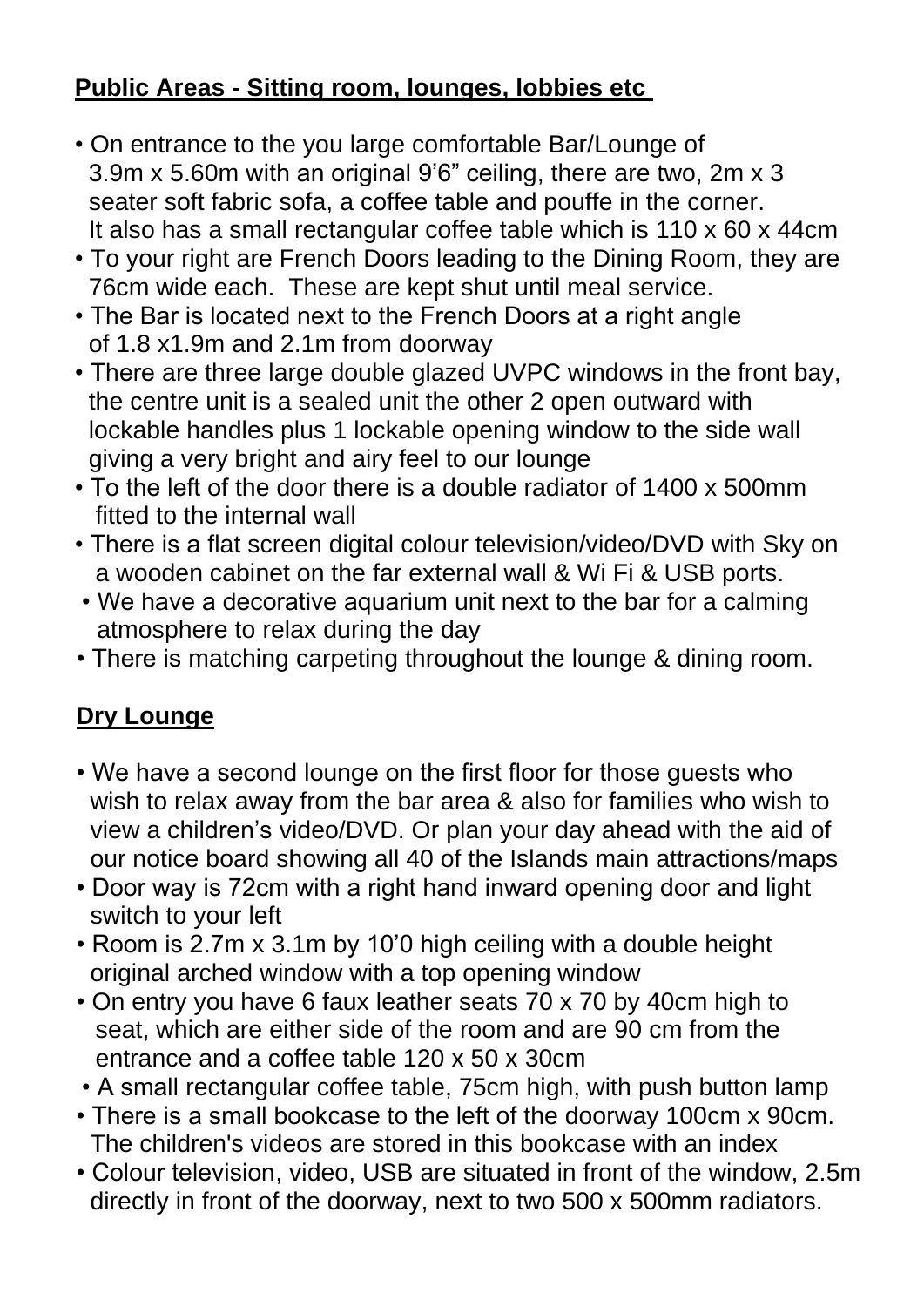## Public Areas - Sitting room, lounges, lobbies etc

- On entrance to the you large comfortable Bar/Lounge of 3.9m x 5.60m with an original 9'6" ceiling, there are two, 2m x 3 seater soft fabric sofa, a coffee table and pouffe in the corner. It also has a small rectangular coffee table which is 110 x 60 x 44cm
- To your right are French Doors leading to the Dining Room, they are 76cm wide each. These are kept shut until meal service.
- The Bar is located next to the French Doors at a right angle of 1.8 x1.9m and 2.1m from doorway
- There are three large double glazed UVPC windows in the front bay, the centre unit is a sealed unit the other 2 open outward with lockable handles plus 1 lockable opening window to the side wall giving a very bright and airy feel to our lounge
- To the left of the door there is a double radiator of 1400 x 500mm fitted to the internal wall
- There is a flat screen digital colour television/video/DVD with Sky on a wooden cabinet on the far external wall & Wi Fi & USB ports.
- We have a decorative aquarium unit next to the bar for a calming atmosphere to relax during the day
- There is matching carpeting throughout the lounge & dining room.

## Dry Lounge

- We have a second lounge on the first floor for those guests who wish to relax away from the bar area & also for families who wish to view a children's video/DVD. Or plan your day ahead with the aid of our notice board showing all 40 of the Islands main attractions/maps
- Door way is 72cm with a right hand inward opening door and light switch to your left
- Room is 2.7m x 3.1m by 10'0 high ceiling with a double height original arched window with a top opening window
- On entry you have 6 faux leather seats 70 x 70 by 40cm high to seat, which are either side of the room and are 90 cm from the entrance and a coffee table 120 x 50 x 30cm
- A small rectangular coffee table, 75cm high, with push button lamp
- There is a small bookcase to the left of the doorway 100cm x 90cm. The children's videos are stored in this bookcase with an index
- Colour television, video, USB are situated in front of the window, 2.5m directly in front of the doorway, next to two 500 x 500mm radiators.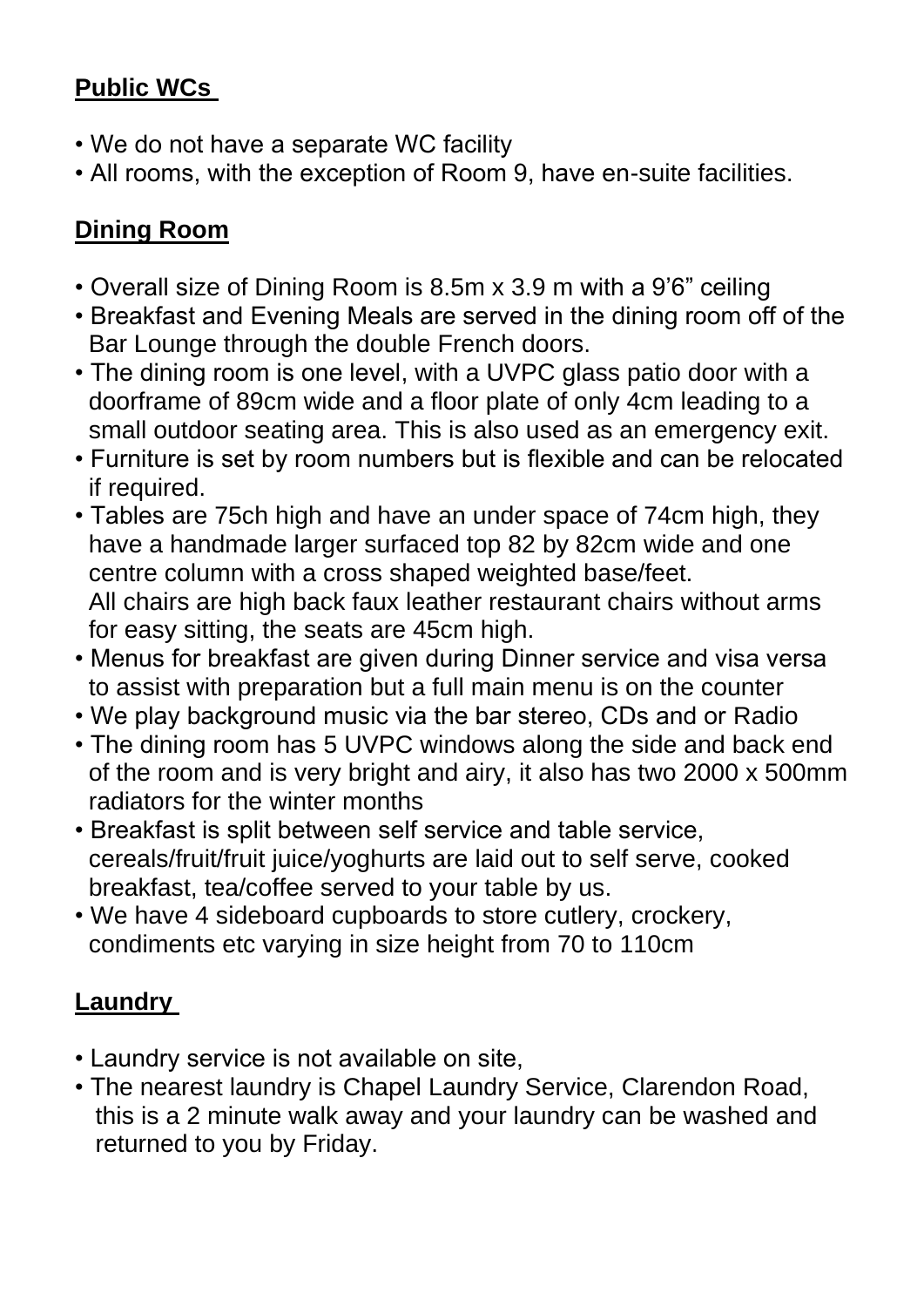**Public WCs**

- We do not have a separate WC facility
- All rooms, with the exception of Room 9, have en-suite facilities.

**Dining Room**

- Overall size of Dining Room is 8.5m x 3.9 m with a 9'6" ceiling
- Breakfast and Evening Meals are served in the dining room off of the Bar Lounge through the double French doors.
- The dining room is one level, with a UVPC glass patio door with a doorframe of 89cm wide and a floor plate of only 4cm leading to a small outdoor seating area. This is also used as an emergency exit.
- Furniture is set by room numbers but is flexible and can be relocated if required.
- Tables are 75ch high and have an under space of 74cm high, they have a handmade larger surfaced top 82 by 82cm wide and one centre column with a cross shaped weighted base/feet.
  All chairs are high back faux leather restaurant chairs without arms for easy sitting, the seats are 45cm high.
- Menus for breakfast are given during Dinner service and visa versa to assist with preparation but a full main menu is on the counter
- We play background music via the bar stereo, CDs and or Radio
- The dining room has 5 UVPC windows along the side and back end of the room and is very bright and airy, it also has two 2000 x 500mm radiators for the winter months
- Breakfast is split between self service and table service, cereals/fruit/fruit juice/yoghurts are laid out to self serve, cooked breakfast, tea/coffee served to your table by us.
- We have 4 sideboard cupboards to store cutlery, crockery, condiments etc varying in size height from 70 to 110cm

**Laundry**

- Laundry service is not available on site,
- The nearest laundry is Chapel Laundry Service, Clarendon Road, this is a 2 minute walk away and your laundry can be washed and returned to you by Friday.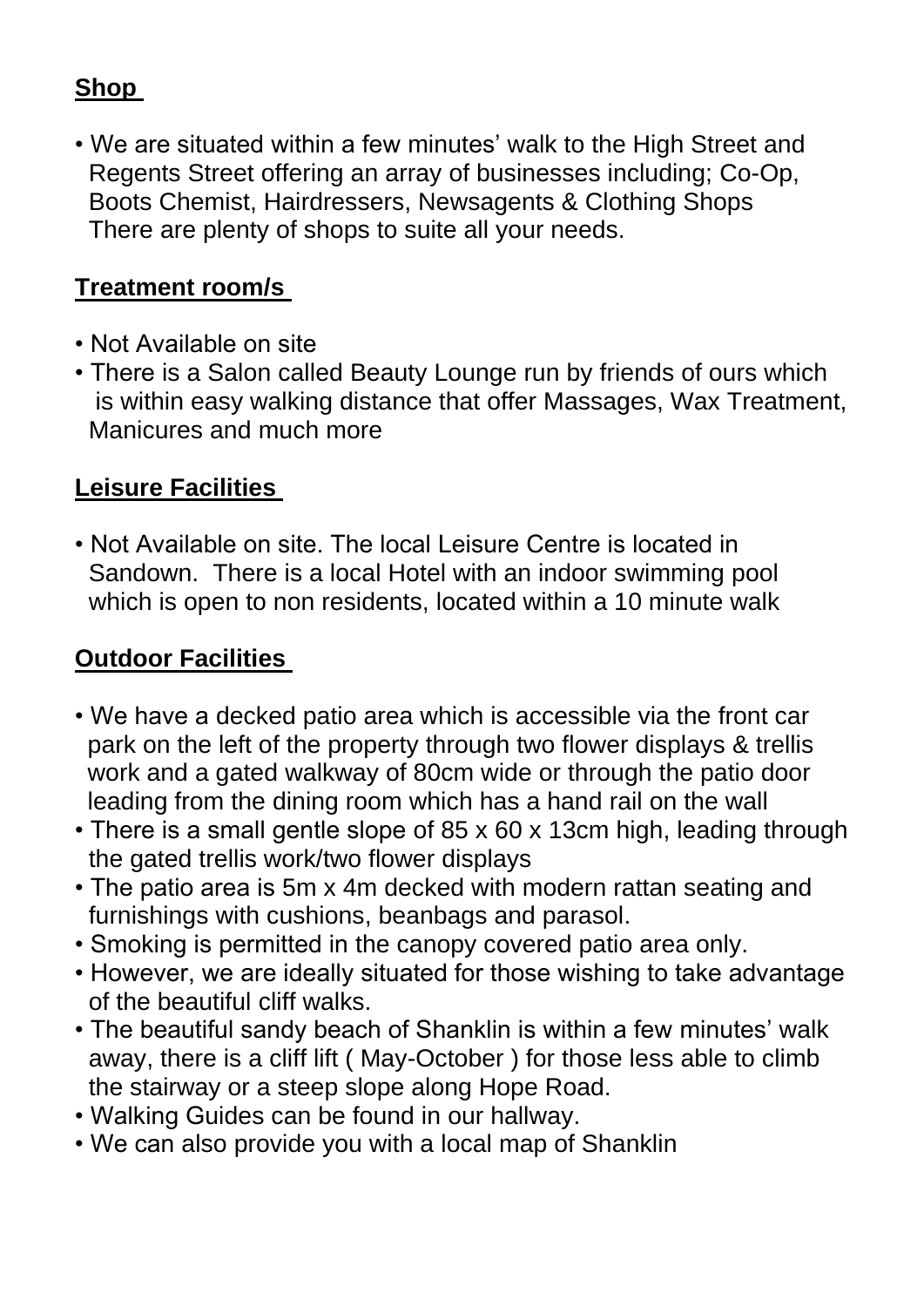**Shop**

- We are situated within a few minutes' walk to the High Street and Regents Street offering an array of businesses including; Co-Op, Boots Chemist, Hairdressers, Newsagents & Clothing Shops There are plenty of shops to suite all your needs.

**Treatment room/s**

- Not Available on site
- There is a Salon called Beauty Lounge run by friends of ours which is within easy walking distance that offer Massages, Wax Treatment, Manicures and much more

**Leisure Facilities**

- Not Available on site. The local Leisure Centre is located in Sandown. There is a local Hotel with an indoor swimming pool which is open to non residents, located within a 10 minute walk

**Outdoor Facilities**

- We have a decked patio area which is accessible via the front car park on the left of the property through two flower displays & trellis work and a gated walkway of 80cm wide or through the patio door leading from the dining room which has a hand rail on the wall
- There is a small gentle slope of 85 x 60 x 13cm high, leading through the gated trellis work/two flower displays
- The patio area is 5m x 4m decked with modern rattan seating and furnishings with cushions, beanbags and parasol.
- Smoking is permitted in the canopy covered patio area only.
- However, we are ideally situated for those wishing to take advantage of the beautiful cliff walks.
- The beautiful sandy beach of Shanklin is within a few minutes' walk away, there is a cliff lift ( May-October ) for those less able to climb the stairway or a steep slope along Hope Road.
- Walking Guides can be found in our hallway.
- We can also provide you with a local map of Shanklin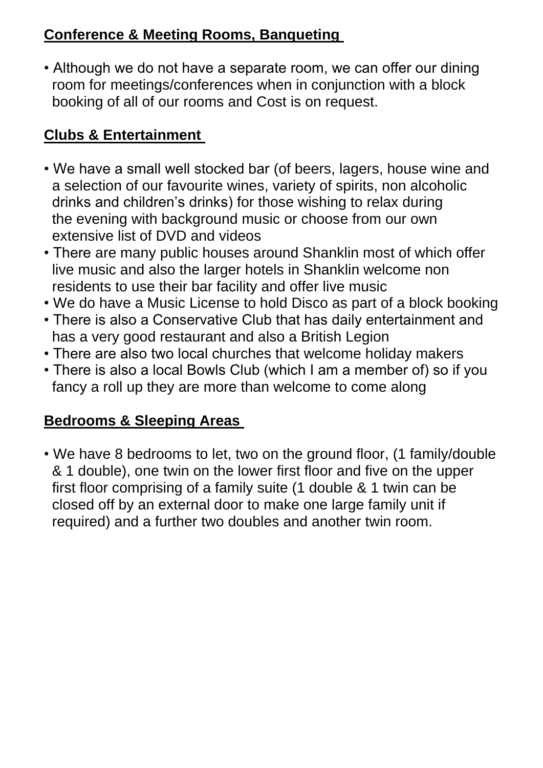**Conference & Meeting Rooms, Banqueting**

- Although we do not have a separate room, we can offer our dining room for meetings/conferences when in conjunction with a block booking of all of our rooms and Cost is on request.

**Clubs & Entertainment**

- We have a small well stocked bar (of beers, lagers, house wine and a selection of our favourite wines, variety of spirits, non alcoholic drinks and children's drinks) for those wishing to relax during the evening with background music or choose from our own extensive list of DVD and videos
- There are many public houses around Shanklin most of which offer live music and also the larger hotels in Shanklin welcome non residents to use their bar facility and offer live music
- We do have a Music License to hold Disco as part of a block booking
- There is also a Conservative Club that has daily entertainment and has a very good restaurant and also a British Legion
- There are also two local churches that welcome holiday makers
- There is also a local Bowls Club (which I am a member of) so if you fancy a roll up they are more than welcome to come along

**Bedrooms & Sleeping Areas**

- We have 8 bedrooms to let, two on the ground floor, (1 family/double & 1 double), one twin on the lower first floor and five on the upper first floor comprising of a family suite (1 double & 1 twin can be closed off by an external door to make one large family unit if required) and a further two doubles and another twin room.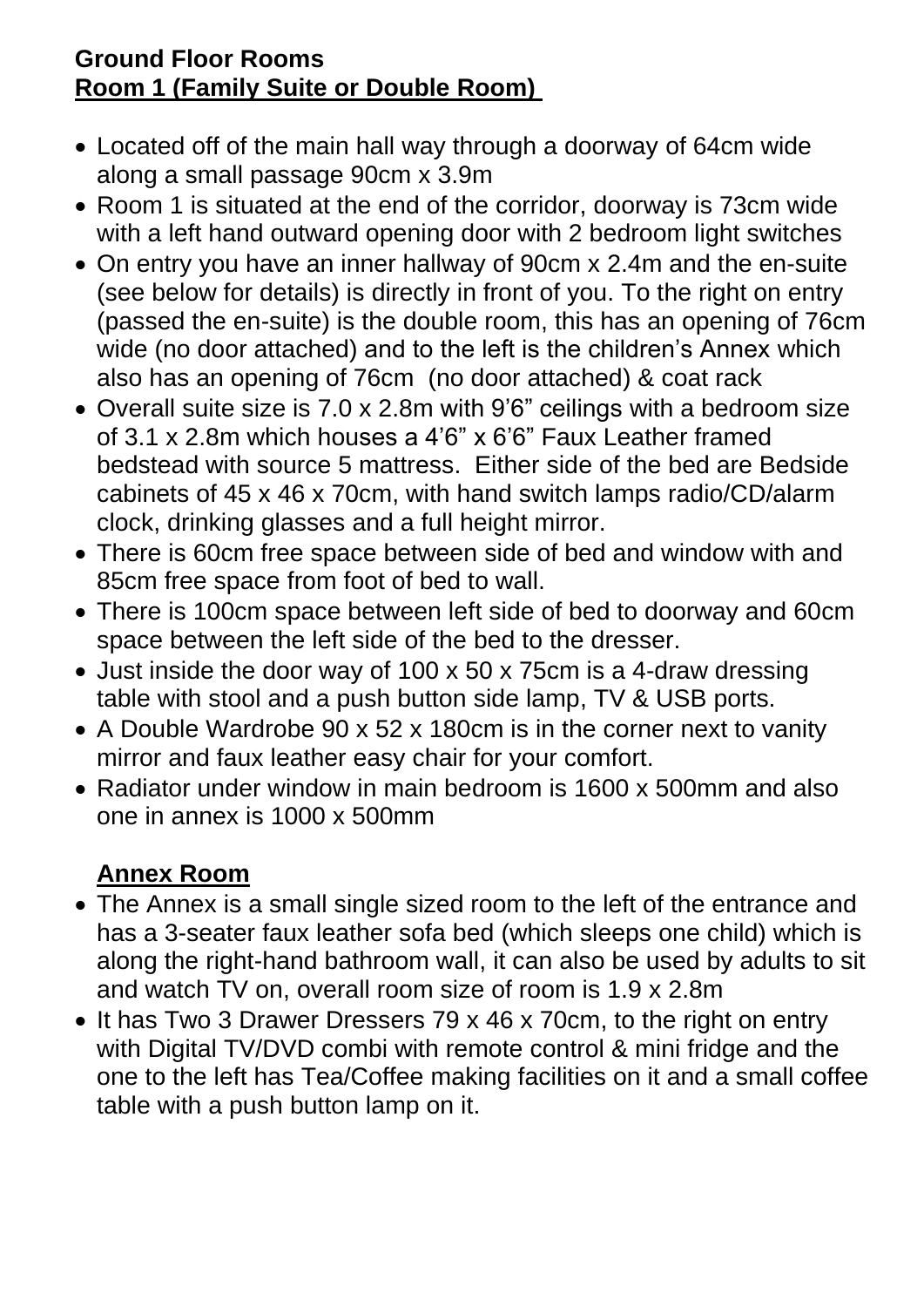**Ground Floor Rooms**
**Room 1 (Family Suite or Double Room)**

- Located off of the main hall way through a doorway of 64cm wide along a small passage 90cm x 3.9m
- Room 1 is situated at the end of the corridor, doorway is 73cm wide with a left hand outward opening door with 2 bedroom light switches
- On entry you have an inner hallway of 90cm x 2.4m and the en-suite (see below for details) is directly in front of you. To the right on entry (passed the en-suite) is the double room, this has an opening of 76cm wide (no door attached) and to the left is the children's Annex which also has an opening of 76cm (no door attached) & coat rack
- Overall suite size is 7.0 x 2.8m with 9'6" ceilings with a bedroom size of 3.1 x 2.8m which houses a 4'6" x 6'6" Faux Leather framed bedstead with source 5 mattress. Either side of the bed are Bedside cabinets of 45 x 46 x 70cm, with hand switch lamps radio/CD/alarm clock, drinking glasses and a full height mirror.
- There is 60cm free space between side of bed and window with and 85cm free space from foot of bed to wall.
- There is 100cm space between left side of bed to doorway and 60cm space between the left side of the bed to the dresser.
- Just inside the door way of 100 x 50 x 75cm is a 4-draw dressing table with stool and a push button side lamp, TV & USB ports.
- A Double Wardrobe 90 x 52 x 180cm is in the corner next to vanity mirror and faux leather easy chair for your comfort.
- Radiator under window in main bedroom is 1600 x 500mm and also one in annex is 1000 x 500mm

**Annex Room**

- The Annex is a small single sized room to the left of the entrance and has a 3-seater faux leather sofa bed (which sleeps one child) which is along the right-hand bathroom wall, it can also be used by adults to sit and watch TV on, overall room size of room is 1.9 x 2.8m
- It has Two 3 Drawer Dressers 79 x 46 x 70cm, to the right on entry with Digital TV/DVD combi with remote control & mini fridge and the one to the left has Tea/Coffee making facilities on it and a small coffee table with a push button lamp on it.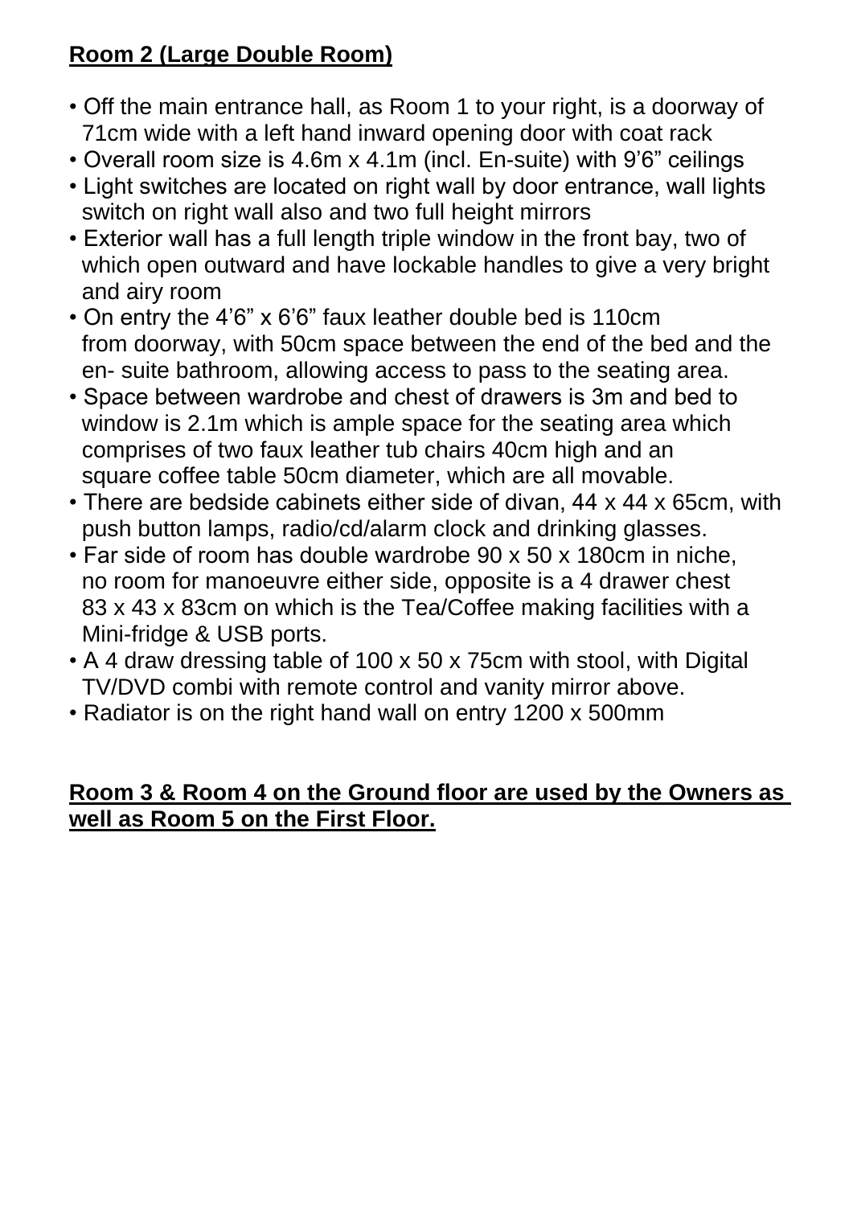**Room 2 (Large Double Room)**

- Off the main entrance hall, as Room 1 to your right, is a doorway of 71cm wide with a left hand inward opening door with coat rack
- Overall room size is 4.6m x 4.1m (incl. En-suite) with 9'6" ceilings
- Light switches are located on right wall by door entrance, wall lights switch on right wall also and two full height mirrors
- Exterior wall has a full length triple window in the front bay, two of which open outward and have lockable handles to give a very bright and airy room
- On entry the 4'6" x 6'6" faux leather double bed is 110cm from doorway, with 50cm space between the end of the bed and the en- suite bathroom, allowing access to pass to the seating area.
- Space between wardrobe and chest of drawers is 3m and bed to window is 2.1m which is ample space for the seating area which comprises of two faux leather tub chairs 40cm high and an square coffee table 50cm diameter, which are all movable.
- There are bedside cabinets either side of divan, 44 x 44 x 65cm, with push button lamps, radio/cd/alarm clock and drinking glasses.
- Far side of room has double wardrobe 90 x 50 x 180cm in niche, no room for manoeuvre either side, opposite is a 4 drawer chest 83 x 43 x 83cm on which is the Tea/Coffee making facilities with a Mini-fridge & USB ports.
- A 4 draw dressing table of 100 x 50 x 75cm with stool, with Digital TV/DVD combi with remote control and vanity mirror above.
- Radiator is on the right hand wall on entry 1200 x 500mm

**Room 3 & Room 4 on the Ground floor are used by the Owners as well as Room 5 on the First Floor.**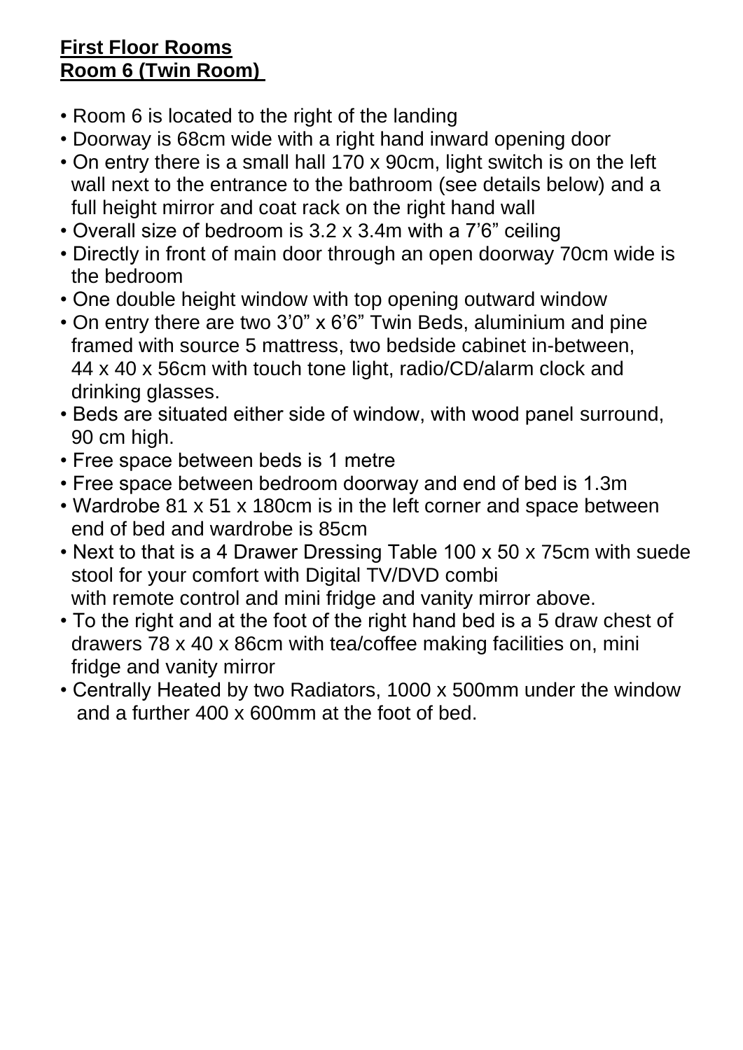**First Floor Rooms**
**Room 6 (Twin Room)**

- Room 6 is located to the right of the landing
- Doorway is 68cm wide with a right hand inward opening door
- On entry there is a small hall 170 x 90cm, light switch is on the left wall next to the entrance to the bathroom (see details below) and a full height mirror and coat rack on the right hand wall
- Overall size of bedroom is 3.2 x 3.4m with a 7'6" ceiling
- Directly in front of main door through an open doorway 70cm wide is the bedroom
- One double height window with top opening outward window
- On entry there are two 3'0" x 6'6" Twin Beds, aluminium and pine framed with source 5 mattress, two bedside cabinet in-between, 44 x 40 x 56cm with touch tone light, radio/CD/alarm clock and drinking glasses.
- Beds are situated either side of window, with wood panel surround, 90 cm high.
- Free space between beds is 1 metre
- Free space between bedroom doorway and end of bed is 1.3m
- Wardrobe 81 x 51 x 180cm is in the left corner and space between end of bed and wardrobe is 85cm
- Next to that is a 4 Drawer Dressing Table 100 x 50 x 75cm with suede stool for your comfort with Digital TV/DVD combi with remote control and mini fridge and vanity mirror above.
- To the right and at the foot of the right hand bed is a 5 draw chest of drawers 78 x 40 x 86cm with tea/coffee making facilities on, mini fridge and vanity mirror
- Centrally Heated by two Radiators, 1000 x 500mm under the window and a further 400 x 600mm at the foot of bed.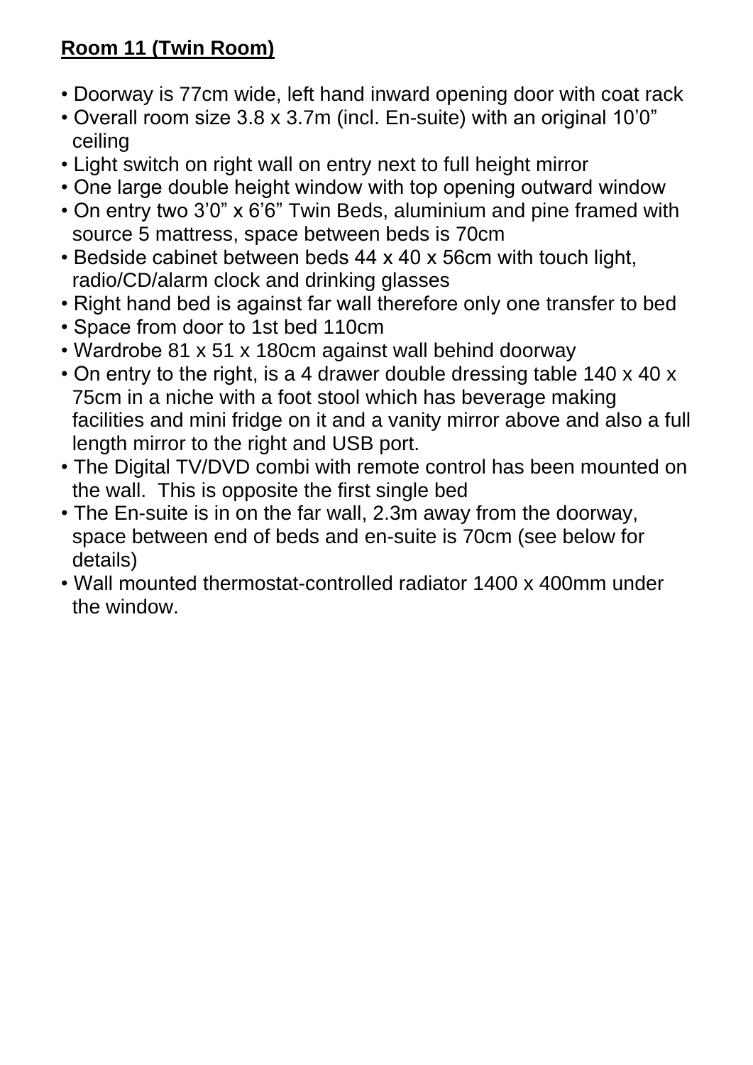**Room 11 (Twin Room)**

- Doorway is 77cm wide, left hand inward opening door with coat rack
- Overall room size 3.8 x 3.7m (incl. En-suite) with an original 10’0” ceiling
- Light switch on right wall on entry next to full height mirror
- One large double height window with top opening outward window
- On entry two 3’0” x 6’6” Twin Beds, aluminium and pine framed with source 5 mattress, space between beds is 70cm
- Bedside cabinet between beds 44 x 40 x 56cm with touch light, radio/CD/alarm clock and drinking glasses
- Right hand bed is against far wall therefore only one transfer to bed
- Space from door to 1st bed 110cm
- Wardrobe 81 x 51 x 180cm against wall behind doorway
- On entry to the right, is a 4 drawer double dressing table 140 x 40 x 75cm in a niche with a foot stool which has beverage making facilities and mini fridge on it and a vanity mirror above and also a full length mirror to the right and USB port.
- The Digital TV/DVD combi with remote control has been mounted on the wall. This is opposite the first single bed
- The En-suite is in on the far wall, 2.3m away from the doorway, space between end of beds and en-suite is 70cm (see below for details)
- Wall mounted thermostat-controlled radiator 1400 x 400mm under the window.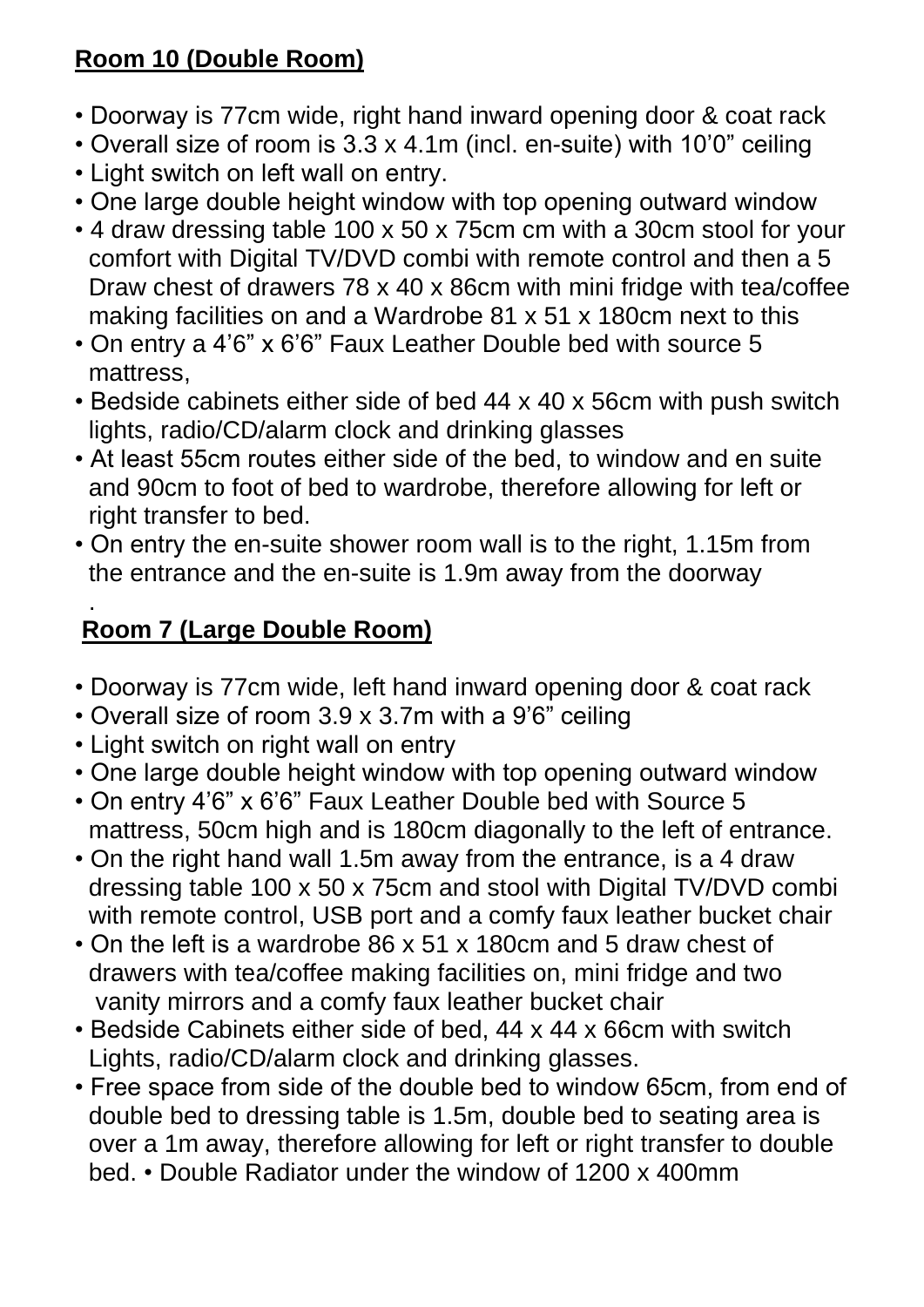## **Room 10 (Double Room)**

- Doorway is 77cm wide, right hand inward opening door & coat rack
- Overall size of room is 3.3 x 4.1m (incl. en-suite) with 10'0" ceiling
- Light switch on left wall on entry.
- One large double height window with top opening outward window
- 4 draw dressing table 100 x 50 x 75cm cm with a 30cm stool for your comfort with Digital TV/DVD combi with remote control and then a 5 Draw chest of drawers 78 x 40 x 86cm with mini fridge with tea/coffee making facilities on and a Wardrobe 81 x 51 x 180cm next to this
- On entry a 4'6" x 6'6" Faux Leather Double bed with source 5 mattress,
- Bedside cabinets either side of bed 44 x 40 x 56cm with push switch lights, radio/CD/alarm clock and drinking glasses
- At least 55cm routes either side of the bed, to window and en suite and 90cm to foot of bed to wardrobe, therefore allowing for left or right transfer to bed.
- On entry the en-suite shower room wall is to the right, 1.15m from the entrance and the en-suite is 1.9m away from the doorway

.

## **Room 7 (Large Double Room)**

- Doorway is 77cm wide, left hand inward opening door & coat rack
- Overall size of room 3.9 x 3.7m with a 9'6" ceiling
- Light switch on right wall on entry
- One large double height window with top opening outward window
- On entry 4'6" x 6'6" Faux Leather Double bed with Source 5 mattress, 50cm high and is 180cm diagonally to the left of entrance.
- On the right hand wall 1.5m away from the entrance, is a 4 draw dressing table 100 x 50 x 75cm and stool with Digital TV/DVD combi with remote control, USB port and a comfy faux leather bucket chair
- On the left is a wardrobe 86 x 51 x 180cm and 5 draw chest of drawers with tea/coffee making facilities on, mini fridge and two vanity mirrors and a comfy faux leather bucket chair
- Bedside Cabinets either side of bed, 44 x 44 x 66cm with switch Lights, radio/CD/alarm clock and drinking glasses.
- Free space from side of the double bed to window 65cm, from end of double bed to dressing table is 1.5m, double bed to seating area is over a 1m away, therefore allowing for left or right transfer to double bed. • Double Radiator under the window of 1200 x 400mm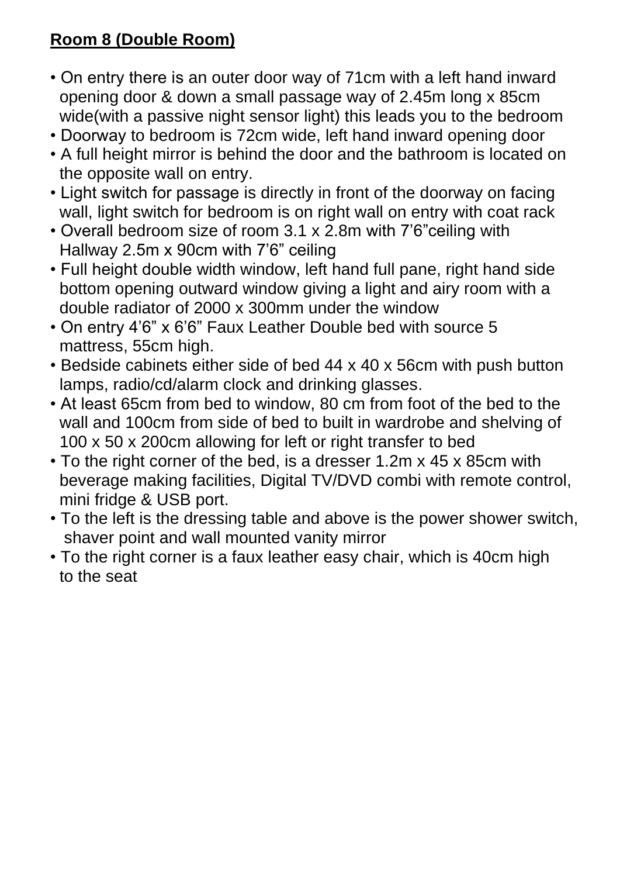**Room 8 (Double Room)**

- On entry there is an outer door way of 71cm with a left hand inward opening door & down a small passage way of 2.45m long x 85cm wide(with a passive night sensor light) this leads you to the bedroom
- Doorway to bedroom is 72cm wide, left hand inward opening door
- A full height mirror is behind the door and the bathroom is located on the opposite wall on entry.
- Light switch for passage is directly in front of the doorway on facing wall, light switch for bedroom is on right wall on entry with coat rack
- Overall bedroom size of room 3.1 x 2.8m with 7’6”ceiling with Hallway 2.5m x 90cm with 7’6” ceiling
- Full height double width window, left hand full pane, right hand side bottom opening outward window giving a light and airy room with a double radiator of 2000 x 300mm under the window
- On entry 4’6” x 6’6” Faux Leather Double bed with source 5 mattress, 55cm high.
- Bedside cabinets either side of bed 44 x 40 x 56cm with push button lamps, radio/cd/alarm clock and drinking glasses.
- At least 65cm from bed to window, 80 cm from foot of the bed to the wall and 100cm from side of bed to built in wardrobe and shelving of 100 x 50 x 200cm allowing for left or right transfer to bed
- To the right corner of the bed, is a dresser 1.2m x 45 x 85cm with beverage making facilities, Digital TV/DVD combi with remote control, mini fridge & USB port.
- To the left is the dressing table and above is the power shower switch, shaver point and wall mounted vanity mirror
- To the right corner is a faux leather easy chair, which is 40cm high to the seat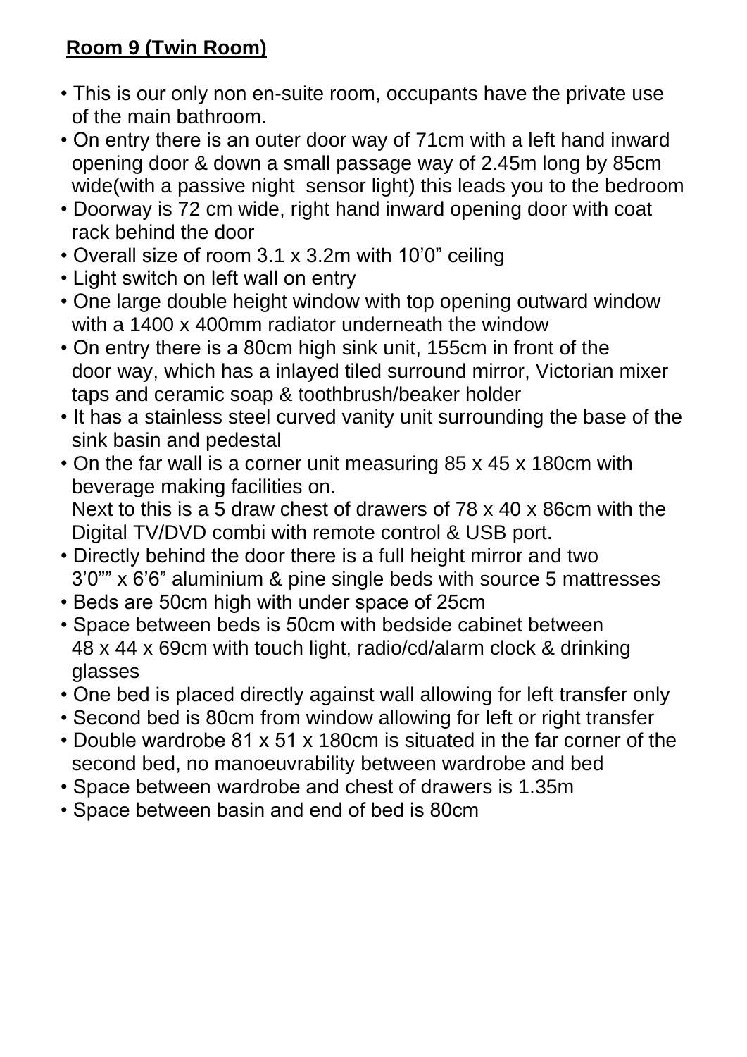**Room 9 (Twin Room)**

- This is our only non en-suite room, occupants have the private use of the main bathroom.
- On entry there is an outer door way of 71cm with a left hand inward opening door & down a small passage way of 2.45m long by 85cm wide(with a passive night sensor light) this leads you to the bedroom
- Doorway is 72 cm wide, right hand inward opening door with coat rack behind the door
- Overall size of room 3.1 x 3.2m with 10’0” ceiling
- Light switch on left wall on entry
- One large double height window with top opening outward window with a 1400 x 400mm radiator underneath the window
- On entry there is a 80cm high sink unit, 155cm in front of the door way, which has a inlayed tiled surround mirror, Victorian mixer taps and ceramic soap & toothbrush/beaker holder
- It has a stainless steel curved vanity unit surrounding the base of the sink basin and pedestal
- On the far wall is a corner unit measuring 85 x 45 x 180cm with beverage making facilities on.
  Next to this is a 5 draw chest of drawers of 78 x 40 x 86cm with the Digital TV/DVD combi with remote control & USB port.
- Directly behind the door there is a full height mirror and two 3’0”” x 6’6” aluminium & pine single beds with source 5 mattresses
- Beds are 50cm high with under space of 25cm
- Space between beds is 50cm with bedside cabinet between 48 x 44 x 69cm with touch light, radio/cd/alarm clock & drinking glasses
- One bed is placed directly against wall allowing for left transfer only
- Second bed is 80cm from window allowing for left or right transfer
- Double wardrobe 81 x 51 x 180cm is situated in the far corner of the second bed, no manoeuvrability between wardrobe and bed
- Space between wardrobe and chest of drawers is 1.35m
- Space between basin and end of bed is 80cm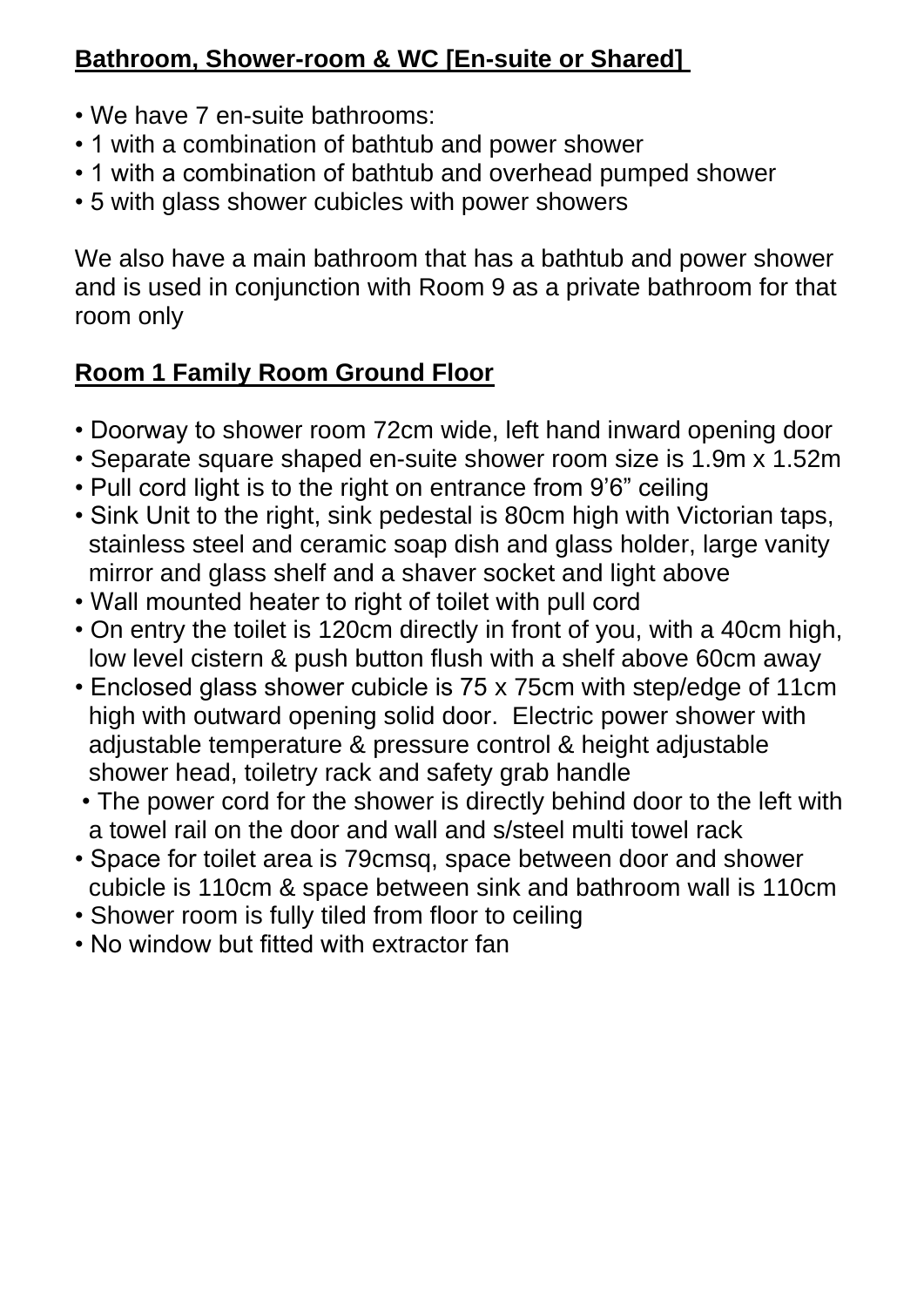**Bathroom, Shower-room & WC [En-suite or Shared]**

- We have 7 en-suite bathrooms:
- 1 with a combination of bathtub and power shower
- 1 with a combination of bathtub and overhead pumped shower
- 5 with glass shower cubicles with power showers

We also have a main bathroom that has a bathtub and power shower and is used in conjunction with Room 9 as a private bathroom for that room only

**Room 1 Family Room Ground Floor**

- Doorway to shower room 72cm wide, left hand inward opening door
- Separate square shaped en-suite shower room size is 1.9m x 1.52m
- Pull cord light is to the right on entrance from 9'6" ceiling
- Sink Unit to the right, sink pedestal is 80cm high with Victorian taps, stainless steel and ceramic soap dish and glass holder, large vanity mirror and glass shelf and a shaver socket and light above
- Wall mounted heater to right of toilet with pull cord
- On entry the toilet is 120cm directly in front of you, with a 40cm high, low level cistern & push button flush with a shelf above 60cm away
- Enclosed glass shower cubicle is 75 x 75cm with step/edge of 11cm high with outward opening solid door. Electric power shower with adjustable temperature & pressure control & height adjustable shower head, toiletry rack and safety grab handle
- The power cord for the shower is directly behind door to the left with a towel rail on the door and wall and s/steel multi towel rack
- Space for toilet area is 79cmsq, space between door and shower cubicle is 110cm & space between sink and bathroom wall is 110cm
- Shower room is fully tiled from floor to ceiling
- No window but fitted with extractor fan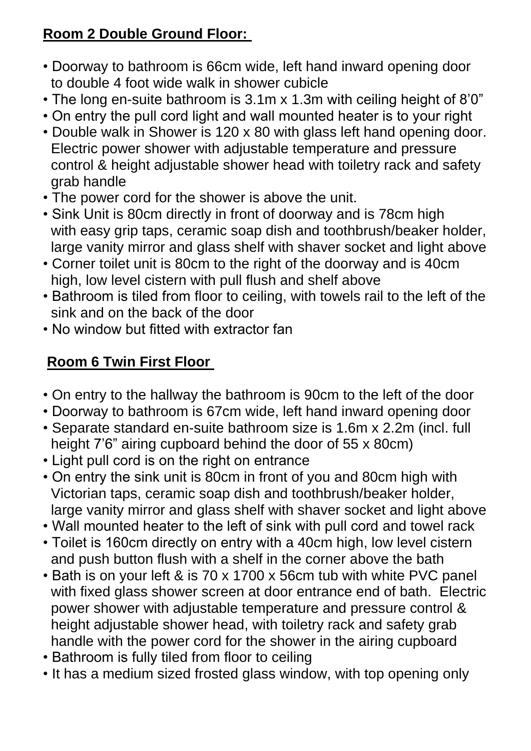## **Room 2 Double Ground Floor:**

- Doorway to bathroom is 66cm wide, left hand inward opening door to double 4 foot wide walk in shower cubicle
- The long en-suite bathroom is 3.1m x 1.3m with ceiling height of 8'0"
- On entry the pull cord light and wall mounted heater is to your right
- Double walk in Shower is 120 x 80 with glass left hand opening door. Electric power shower with adjustable temperature and pressure control & height adjustable shower head with toiletry rack and safety grab handle
- The power cord for the shower is above the unit.
- Sink Unit is 80cm directly in front of doorway and is 78cm high with easy grip taps, ceramic soap dish and toothbrush/beaker holder, large vanity mirror and glass shelf with shaver socket and light above
- Corner toilet unit is 80cm to the right of the doorway and is 40cm high, low level cistern with pull flush and shelf above
- Bathroom is tiled from floor to ceiling, with towels rail to the left of the sink and on the back of the door
- No window but fitted with extractor fan

## **Room 6 Twin First Floor**

- On entry to the hallway the bathroom is 90cm to the left of the door
- Doorway to bathroom is 67cm wide, left hand inward opening door
- Separate standard en-suite bathroom size is 1.6m x 2.2m (incl. full height 7'6" airing cupboard behind the door of 55 x 80cm)
- Light pull cord is on the right on entrance
- On entry the sink unit is 80cm in front of you and 80cm high with Victorian taps, ceramic soap dish and toothbrush/beaker holder, large vanity mirror and glass shelf with shaver socket and light above
- Wall mounted heater to the left of sink with pull cord and towel rack
- Toilet is 160cm directly on entry with a 40cm high, low level cistern and push button flush with a shelf in the corner above the bath
- Bath is on your left & is 70 x 1700 x 56cm tub with white PVC panel with fixed glass shower screen at door entrance end of bath. Electric power shower with adjustable temperature and pressure control & height adjustable shower head, with toiletry rack and safety grab handle with the power cord for the shower in the airing cupboard
- Bathroom is fully tiled from floor to ceiling
- It has a medium sized frosted glass window, with top opening only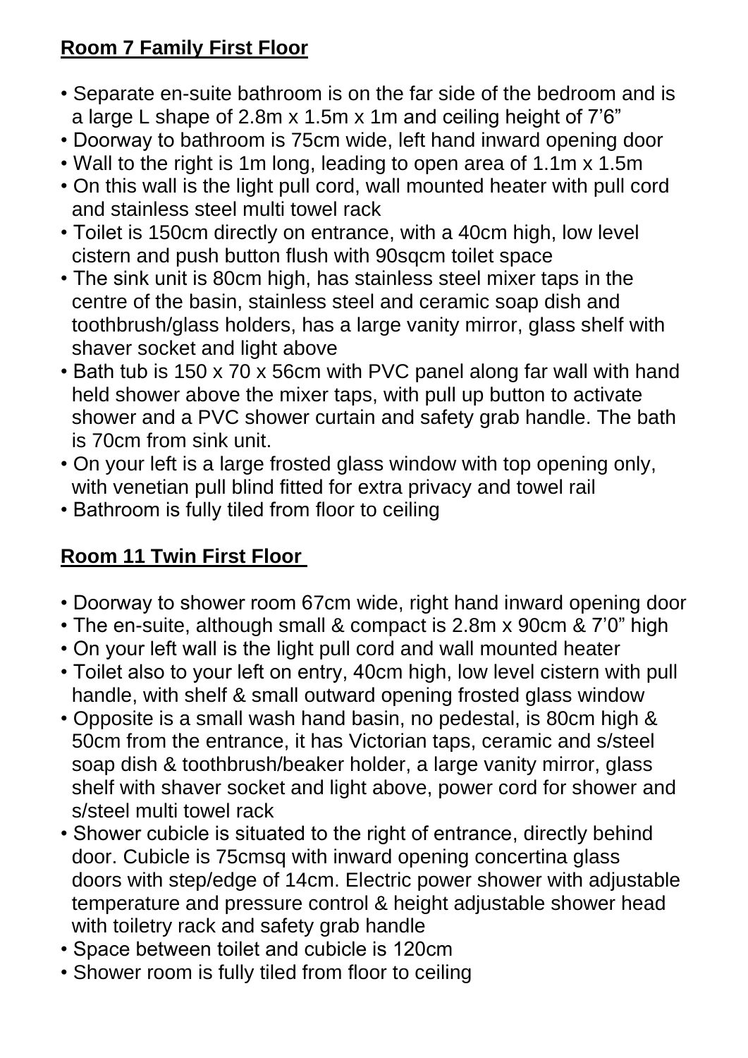## **Room 7 Family First Floor**

- Separate en-suite bathroom is on the far side of the bedroom and is a large L shape of 2.8m x 1.5m x 1m and ceiling height of 7'6"
- Doorway to bathroom is 75cm wide, left hand inward opening door
- Wall to the right is 1m long, leading to open area of 1.1m x 1.5m
- On this wall is the light pull cord, wall mounted heater with pull cord and stainless steel multi towel rack
- Toilet is 150cm directly on entrance, with a 40cm high, low level cistern and push button flush with 90sqcm toilet space
- The sink unit is 80cm high, has stainless steel mixer taps in the centre of the basin, stainless steel and ceramic soap dish and toothbrush/glass holders, has a large vanity mirror, glass shelf with shaver socket and light above
- Bath tub is 150 x 70 x 56cm with PVC panel along far wall with hand held shower above the mixer taps, with pull up button to activate shower and a PVC shower curtain and safety grab handle. The bath is 70cm from sink unit.
- On your left is a large frosted glass window with top opening only, with venetian pull blind fitted for extra privacy and towel rail
- Bathroom is fully tiled from floor to ceiling

## **Room 11 Twin First Floor**

- Doorway to shower room 67cm wide, right hand inward opening door
- The en-suite, although small & compact is 2.8m x 90cm & 7'0" high
- On your left wall is the light pull cord and wall mounted heater
- Toilet also to your left on entry, 40cm high, low level cistern with pull handle, with shelf & small outward opening frosted glass window
- Opposite is a small wash hand basin, no pedestal, is 80cm high & 50cm from the entrance, it has Victorian taps, ceramic and s/steel soap dish & toothbrush/beaker holder, a large vanity mirror, glass shelf with shaver socket and light above, power cord for shower and s/steel multi towel rack
- Shower cubicle is situated to the right of entrance, directly behind door. Cubicle is 75cmsq with inward opening concertina glass doors with step/edge of 14cm. Electric power shower with adjustable temperature and pressure control & height adjustable shower head with toiletry rack and safety grab handle
- Space between toilet and cubicle is 120cm
- Shower room is fully tiled from floor to ceiling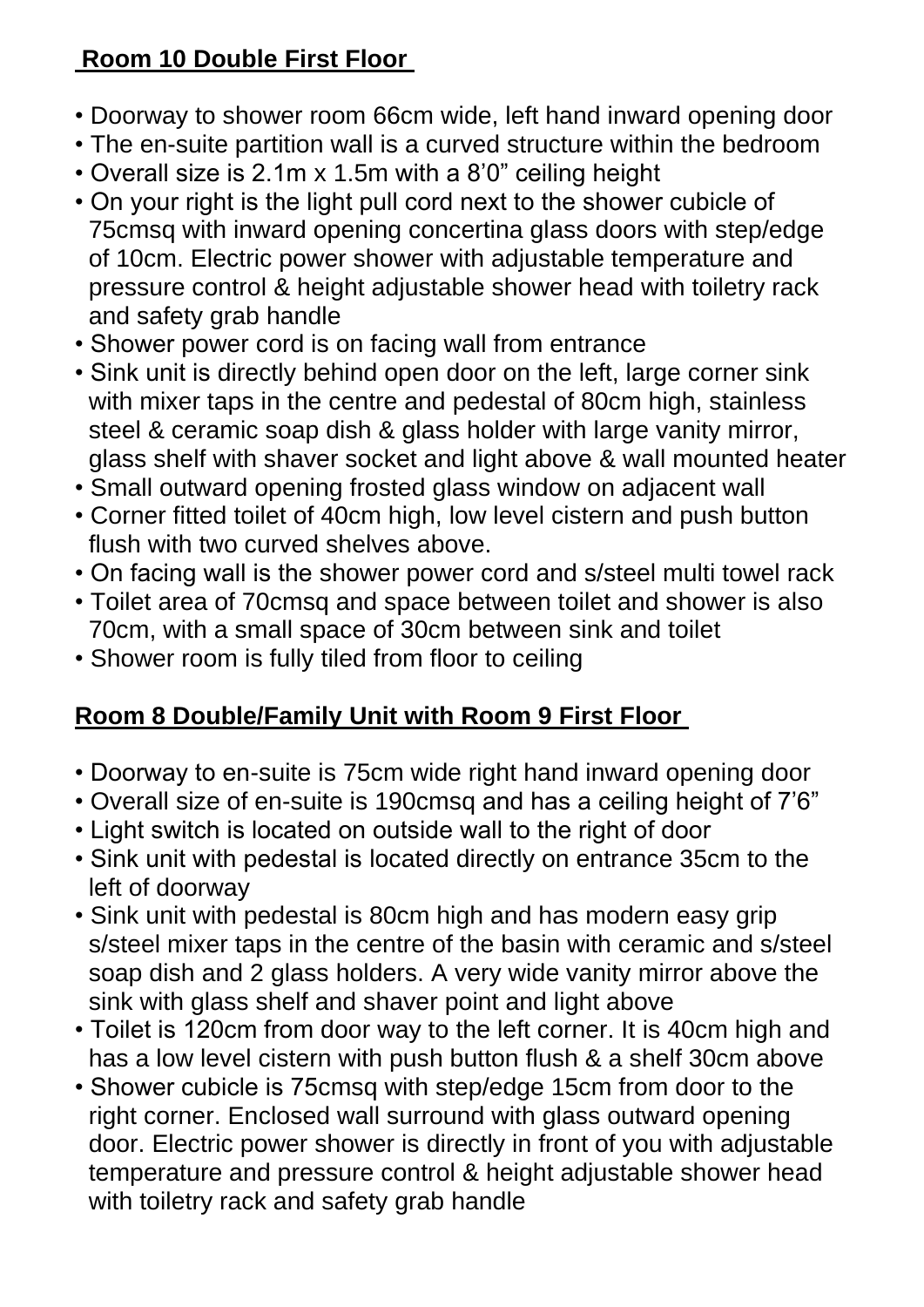## **Room 10 Double First Floor**

- Doorway to shower room 66cm wide, left hand inward opening door
- The en-suite partition wall is a curved structure within the bedroom
- Overall size is 2.1m x 1.5m with a 8'0" ceiling height
- On your right is the light pull cord next to the shower cubicle of 75cmsq with inward opening concertina glass doors with step/edge of 10cm. Electric power shower with adjustable temperature and pressure control & height adjustable shower head with toiletry rack and safety grab handle
- Shower power cord is on facing wall from entrance
- Sink unit is directly behind open door on the left, large corner sink with mixer taps in the centre and pedestal of 80cm high, stainless steel & ceramic soap dish & glass holder with large vanity mirror, glass shelf with shaver socket and light above & wall mounted heater
- Small outward opening frosted glass window on adjacent wall
- Corner fitted toilet of 40cm high, low level cistern and push button flush with two curved shelves above.
- On facing wall is the shower power cord and s/steel multi towel rack
- Toilet area of 70cmsq and space between toilet and shower is also 70cm, with a small space of 30cm between sink and toilet
- Shower room is fully tiled from floor to ceiling

## **Room 8 Double/Family Unit with Room 9 First Floor**

- Doorway to en-suite is 75cm wide right hand inward opening door
- Overall size of en-suite is 190cmsq and has a ceiling height of 7'6"
- Light switch is located on outside wall to the right of door
- Sink unit with pedestal is located directly on entrance 35cm to the left of doorway
- Sink unit with pedestal is 80cm high and has modern easy grip s/steel mixer taps in the centre of the basin with ceramic and s/steel soap dish and 2 glass holders. A very wide vanity mirror above the sink with glass shelf and shaver point and light above
- Toilet is 120cm from door way to the left corner. It is 40cm high and has a low level cistern with push button flush & a shelf 30cm above
- Shower cubicle is 75cmsq with step/edge 15cm from door to the right corner. Enclosed wall surround with glass outward opening door. Electric power shower is directly in front of you with adjustable temperature and pressure control & height adjustable shower head with toiletry rack and safety grab handle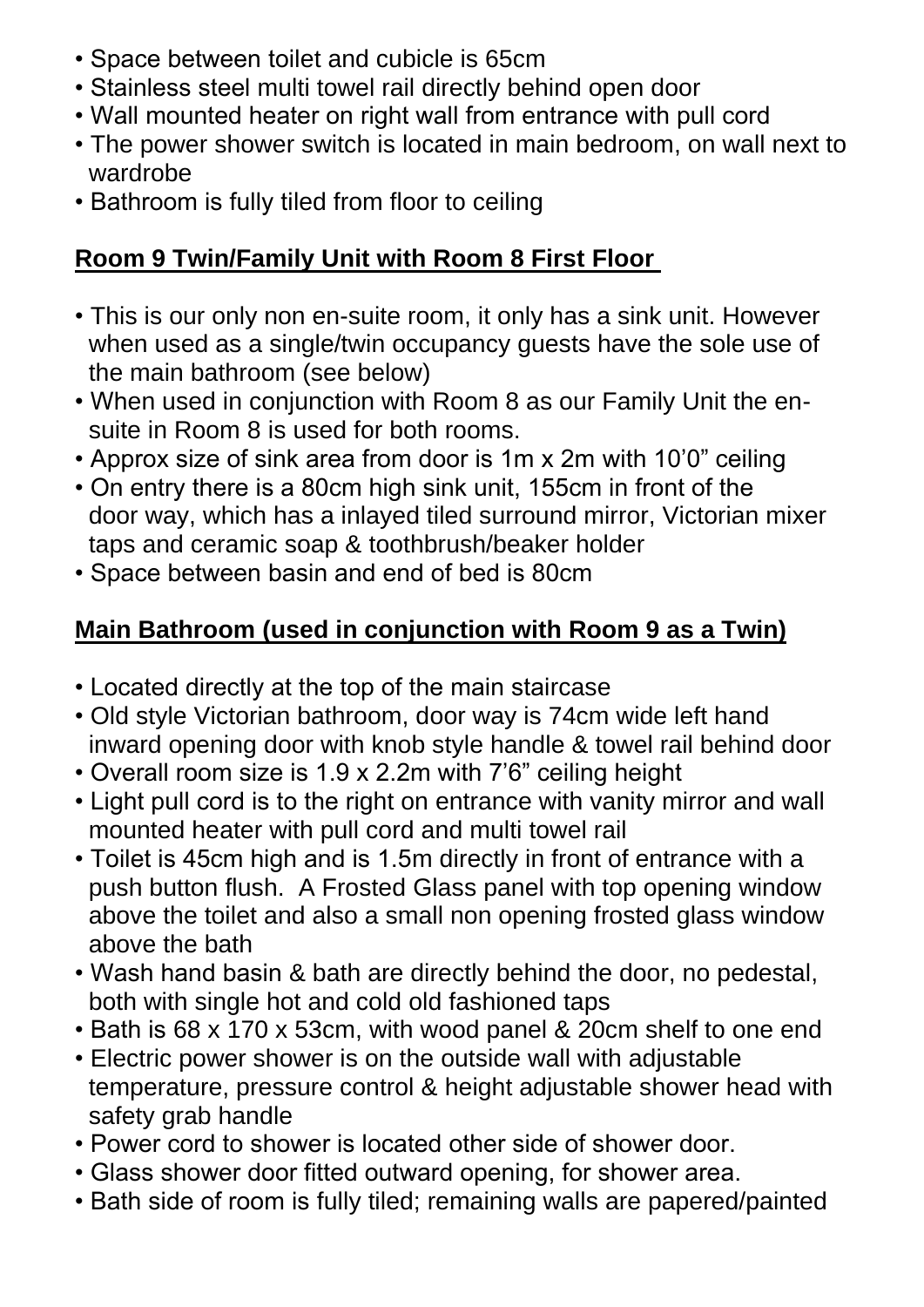- Space between toilet and cubicle is 65cm
- Stainless steel multi towel rail directly behind open door
- Wall mounted heater on right wall from entrance with pull cord
- The power shower switch is located in main bedroom, on wall next to wardrobe
- Bathroom is fully tiled from floor to ceiling

## Room 9 Twin/Family Unit with Room 8 First Floor

- This is our only non en-suite room, it only has a sink unit. However when used as a single/twin occupancy guests have the sole use of the main bathroom (see below)
- When used in conjunction with Room 8 as our Family Unit the en-suite in Room 8 is used for both rooms.
- Approx size of sink area from door is 1m x 2m with 10'0" ceiling
- On entry there is a 80cm high sink unit, 155cm in front of the door way, which has a inlayed tiled surround mirror, Victorian mixer taps and ceramic soap & toothbrush/beaker holder
- Space between basin and end of bed is 80cm

## Main Bathroom (used in conjunction with Room 9 as a Twin)

- Located directly at the top of the main staircase
- Old style Victorian bathroom, door way is 74cm wide left hand inward opening door with knob style handle & towel rail behind door
- Overall room size is 1.9 x 2.2m with 7'6" ceiling height
- Light pull cord is to the right on entrance with vanity mirror and wall mounted heater with pull cord and multi towel rail
- Toilet is 45cm high and is 1.5m directly in front of entrance with a push button flush. A Frosted Glass panel with top opening window above the toilet and also a small non opening frosted glass window above the bath
- Wash hand basin & bath are directly behind the door, no pedestal, both with single hot and cold old fashioned taps
- Bath is 68 x 170 x 53cm, with wood panel & 20cm shelf to one end
- Electric power shower is on the outside wall with adjustable temperature, pressure control & height adjustable shower head with safety grab handle
- Power cord to shower is located other side of shower door.
- Glass shower door fitted outward opening, for shower area.
- Bath side of room is fully tiled; remaining walls are papered/painted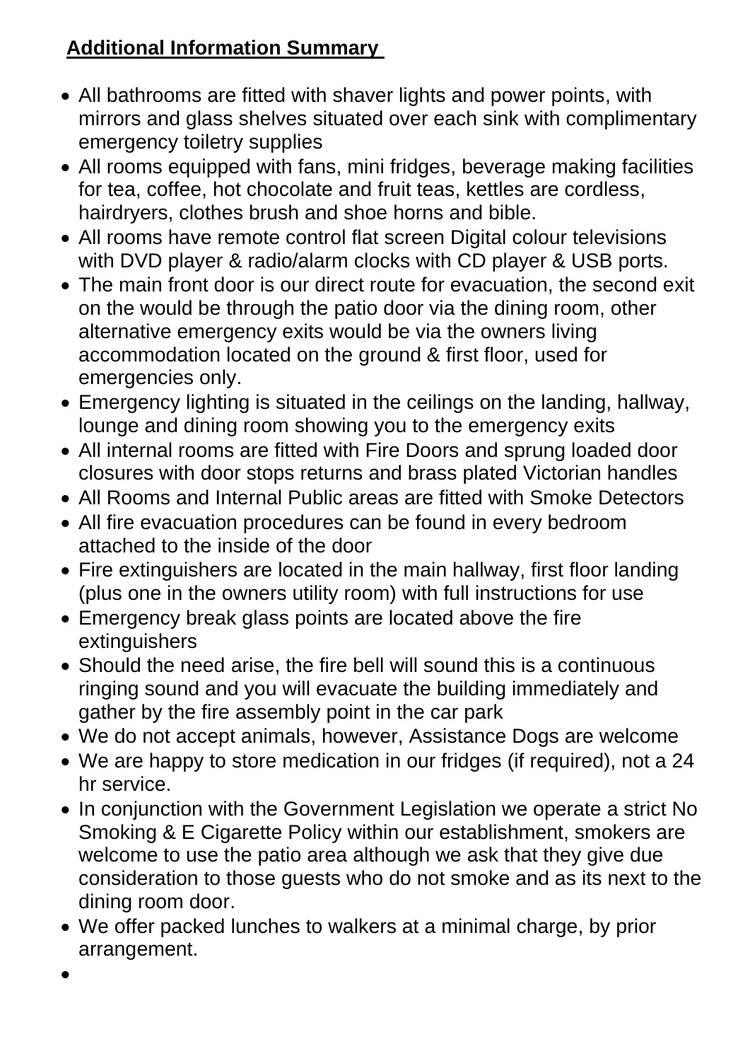**Additional Information Summary**

- All bathrooms are fitted with shaver lights and power points, with mirrors and glass shelves situated over each sink with complimentary emergency toiletry supplies
- All rooms equipped with fans, mini fridges, beverage making facilities for tea, coffee, hot chocolate and fruit teas, kettles are cordless, hairdryers, clothes brush and shoe horns and bible.
- All rooms have remote control flat screen Digital colour televisions with DVD player & radio/alarm clocks with CD player & USB ports.
- The main front door is our direct route for evacuation, the second exit on the would be through the patio door via the dining room, other alternative emergency exits would be via the owners living accommodation located on the ground & first floor, used for emergencies only.
- Emergency lighting is situated in the ceilings on the landing, hallway, lounge and dining room showing you to the emergency exits
- All internal rooms are fitted with Fire Doors and sprung loaded door closures with door stops returns and brass plated Victorian handles
- All Rooms and Internal Public areas are fitted with Smoke Detectors
- All fire evacuation procedures can be found in every bedroom attached to the inside of the door
- Fire extinguishers are located in the main hallway, first floor landing (plus one in the owners utility room) with full instructions for use
- Emergency break glass points are located above the fire extinguishers
- Should the need arise, the fire bell will sound this is a continuous ringing sound and you will evacuate the building immediately and gather by the fire assembly point in the car park
- We do not accept animals, however, Assistance Dogs are welcome
- We are happy to store medication in our fridges (if required), not a 24 hr service.
- In conjunction with the Government Legislation we operate a strict No Smoking & E Cigarette Policy within our establishment, smokers are welcome to use the patio area although we ask that they give due consideration to those guests who do not smoke and as its next to the dining room door.
- We offer packed lunches to walkers at a minimal charge, by prior arrangement.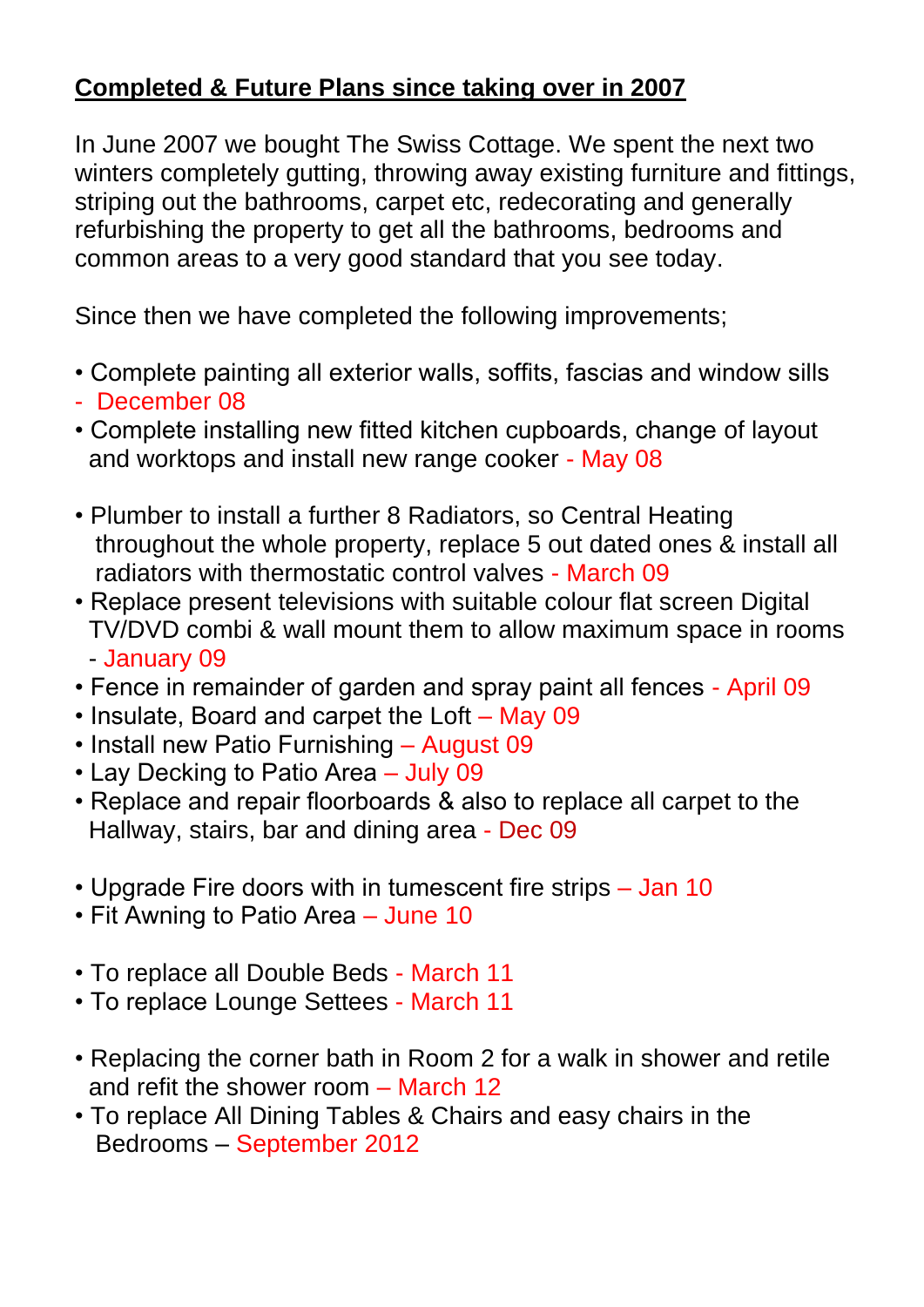**Completed & Future Plans since taking over in 2007**

In June 2007 we bought The Swiss Cottage. We spent the next two winters completely gutting, throwing away existing furniture and fittings, striping out the bathrooms, carpet etc, redecorating and generally refurbishing the property to get all the bathrooms, bedrooms and common areas to a very good standard that you see today.

Since then we have completed the following improvements;

- Complete painting all exterior walls, soffits, fascias and window sills - December 08
- Complete installing new fitted kitchen cupboards, change of layout and worktops and install new range cooker - May 08

- Plumber to install a further 8 Radiators, so Central Heating throughout the whole property, replace 5 out dated ones & install all radiators with thermostatic control valves - March 09
- Replace present televisions with suitable colour flat screen Digital TV/DVD combi & wall mount them to allow maximum space in rooms - January 09
- Fence in remainder of garden and spray paint all fences - April 09
- Insulate, Board and carpet the Loft – May 09
- Install new Patio Furnishing – August 09
- Lay Decking to Patio Area – July 09
- Replace and repair floorboards & also to replace all carpet to the Hallway, stairs, bar and dining area - Dec 09

- Upgrade Fire doors with in tumescent fire strips – Jan 10
- Fit Awning to Patio Area – June 10

- To replace all Double Beds - March 11
- To replace Lounge Settees - March 11

- Replacing the corner bath in Room 2 for a walk in shower and retile and refit the shower room – March 12
- To replace All Dining Tables & Chairs and easy chairs in the Bedrooms – September 2012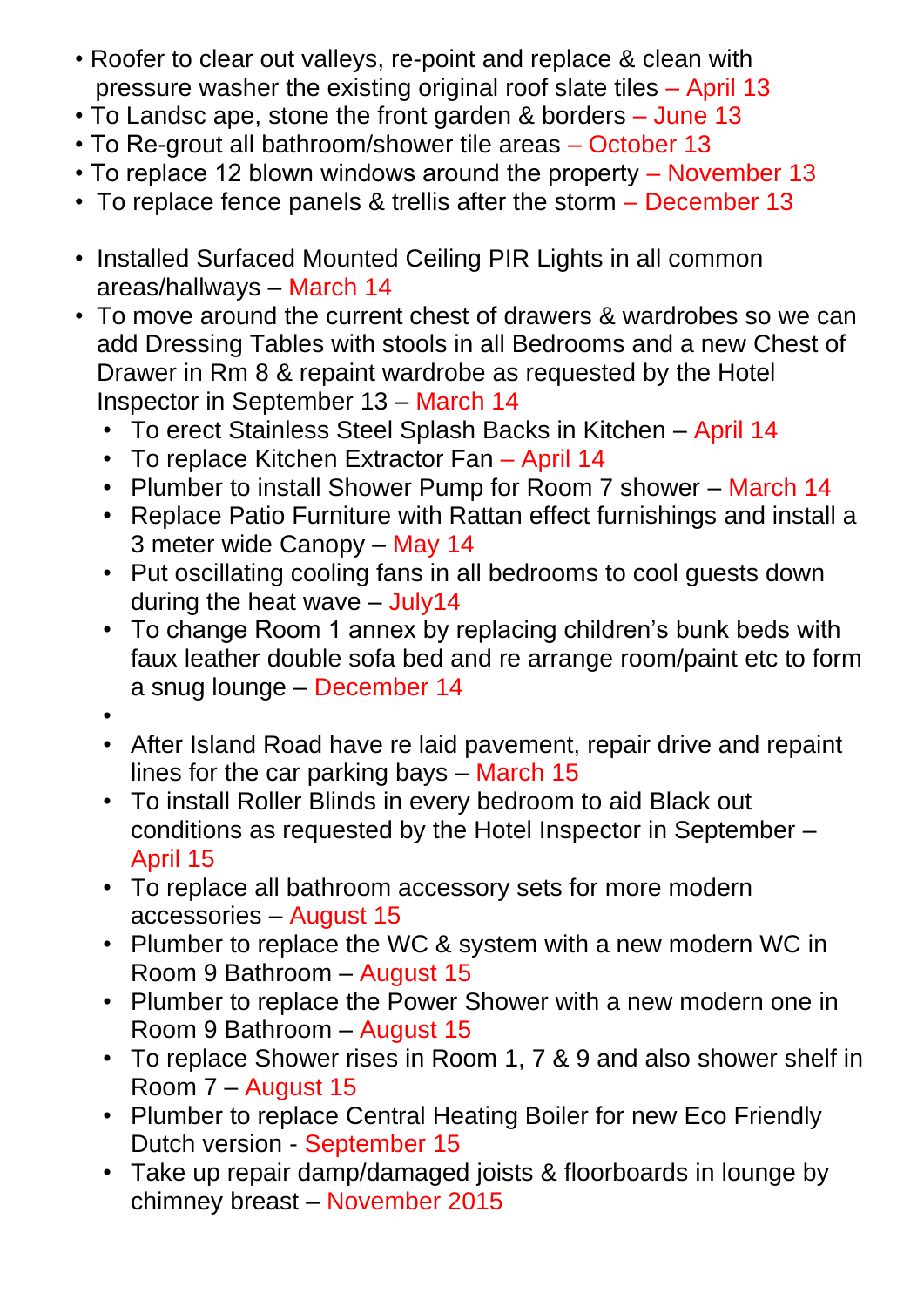- Roofer to clear out valleys, re-point and replace & clean with pressure washer the existing original roof slate tiles – April 13
- To Landsc ape, stone the front garden & borders – June 13
- To Re-grout all bathroom/shower tile areas – October 13
- To replace 12 blown windows around the property – November 13
- To replace fence panels & trellis after the storm – December 13

- Installed Surfaced Mounted Ceiling PIR Lights in all common areas/hallways – March 14
- To move around the current chest of drawers & wardrobes so we can add Dressing Tables with stools in all Bedrooms and a new Chest of Drawer in Rm 8 & repaint wardrobe as requested by the Hotel Inspector in September 13 – March 14
  - To erect Stainless Steel Splash Backs in Kitchen – April 14
  - To replace Kitchen Extractor Fan – April 14
  - Plumber to install Shower Pump for Room 7 shower – March 14
  - Replace Patio Furniture with Rattan effect furnishings and install a 3 meter wide Canopy – May 14
  - Put oscillating cooling fans in all bedrooms to cool guests down during the heat wave – July14
  - To change Room 1 annex by replacing children's bunk beds with faux leather double sofa bed and re arrange room/paint etc to form a snug lounge – December 14
  - 
  - After Island Road have re laid pavement, repair drive and repaint lines for the car parking bays – March 15
  - To install Roller Blinds in every bedroom to aid Black out conditions as requested by the Hotel Inspector in September – April 15
  - To replace all bathroom accessory sets for more modern accessories – August 15
  - Plumber to replace the WC & system with a new modern WC in Room 9 Bathroom – August 15
  - Plumber to replace the Power Shower with a new modern one in Room 9 Bathroom – August 15
  - To replace Shower rises in Room 1, 7 & 9 and also shower shelf in Room 7 – August 15
  - Plumber to replace Central Heating Boiler for new Eco Friendly Dutch version - September 15
  - Take up repair damp/damaged joists & floorboards in lounge by chimney breast – November 2015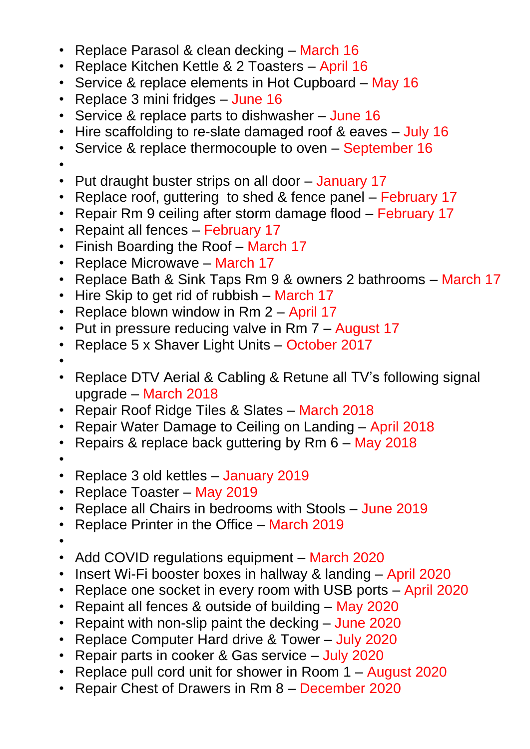- Replace Parasol & clean decking – March 16
- Replace Kitchen Kettle & 2 Toasters – April 16
- Service & replace elements in Hot Cupboard – May 16
- Replace 3 mini fridges – June 16
- Service & replace parts to dishwasher – June 16
- Hire scaffolding to re-slate damaged roof & eaves – July 16
- Service & replace thermocouple to oven – September 16
- 
- Put draught buster strips on all door – January 17
- Replace roof, guttering  to shed & fence panel – February 17
- Repair Rm 9 ceiling after storm damage flood – February 17
- Repaint all fences – February 17
- Finish Boarding the Roof – March 17
- Replace Microwave – March 17
- Replace Bath & Sink Taps Rm 9 & owners 2 bathrooms – March 17
- Hire Skip to get rid of rubbish – March 17
- Replace blown window in Rm 2 – April 17
- Put in pressure reducing valve in Rm 7 – August 17
- Replace 5 x Shaver Light Units – October 2017
- 
- Replace DTV Aerial & Cabling & Retune all TV's following signal upgrade – March 2018
- Repair Roof Ridge Tiles & Slates – March 2018
- Repair Water Damage to Ceiling on Landing – April 2018
- Repairs & replace back guttering by Rm 6 – May 2018
- 
- Replace 3 old kettles – January 2019
- Replace Toaster – May 2019
- Replace all Chairs in bedrooms with Stools – June 2019
- Replace Printer in the Office – March 2019
- 
- Add COVID regulations equipment – March 2020
- Insert Wi-Fi booster boxes in hallway & landing – April 2020
- Replace one socket in every room with USB ports – April 2020
- Repaint all fences & outside of building – May 2020
- Repaint with non-slip paint the decking – June 2020
- Replace Computer Hard drive & Tower – July 2020
- Repair parts in cooker & Gas service – July 2020
- Replace pull cord unit for shower in Room 1 – August 2020
- Repair Chest of Drawers in Rm 8 – December 2020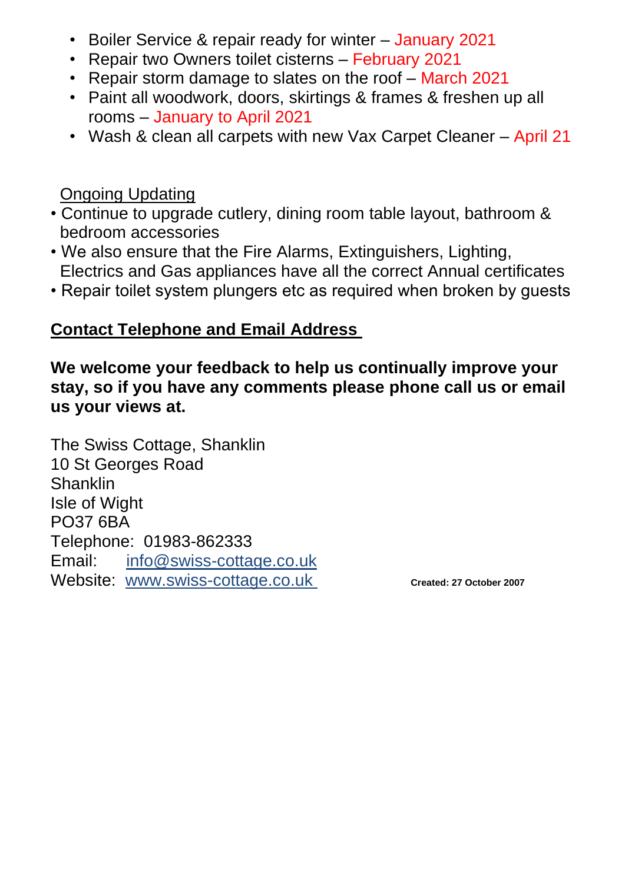- Boiler Service & repair ready for winter – January 2021
- Repair two Owners toilet cisterns – February 2021
- Repair storm damage to slates on the roof – March 2021
- Paint all woodwork, doors, skirtings & frames & freshen up all rooms – January to April 2021
- Wash & clean all carpets with new Vax Carpet Cleaner – April 21

Ongoing Updating

- Continue to upgrade cutlery, dining room table layout, bathroom & bedroom accessories
- We also ensure that the Fire Alarms, Extinguishers, Lighting, Electrics and Gas appliances have all the correct Annual certificates
- Repair toilet system plungers etc as required when broken by guests

**Contact Telephone and Email Address**

**We welcome your feedback to help us continually improve your stay, so if you have any comments please phone call us or email us your views at.**

The Swiss Cottage, Shanklin
10 St Georges Road
Shanklin
Isle of Wight
PO37 6BA
Telephone: 01983-862333
Email: info@swiss-cottage.co.uk
Website: www.swiss-cottage.co.uk

**Created: 27 October 2007**